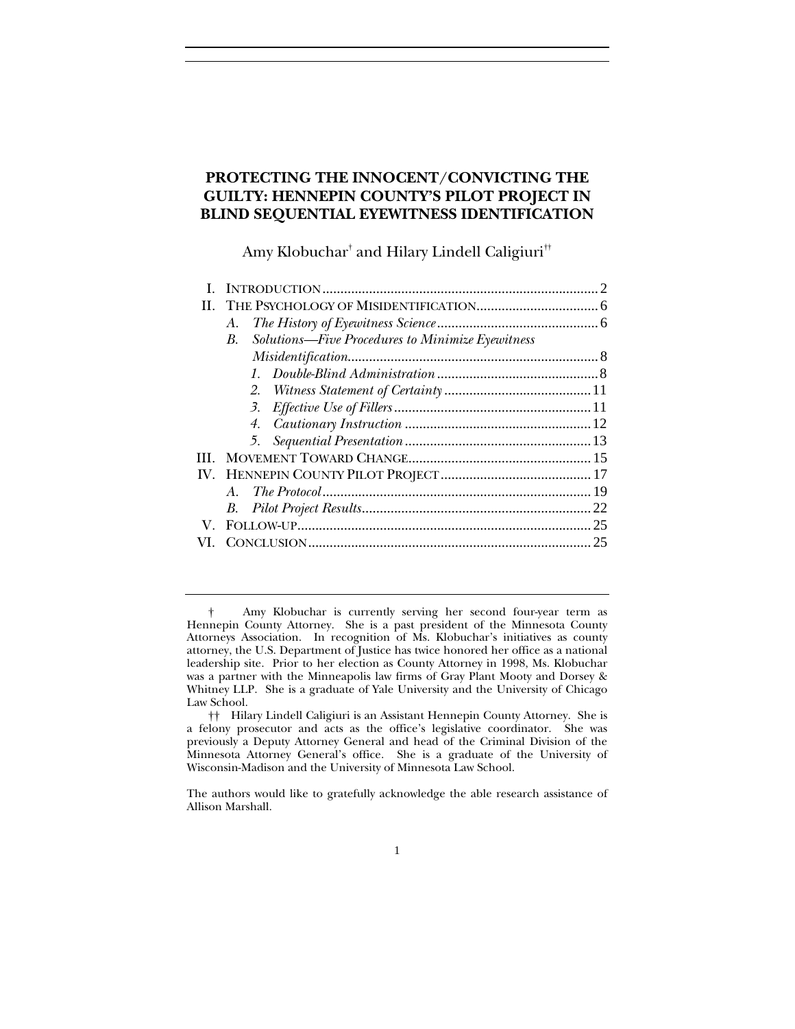# PROTECTING THE INNOCENT/CONVICTING THE GUILTY: HENNEPIN COUNTY'S PILOT PROJECT IN BLIND SEQUENTIAL EYEWITNESS IDENTIFICATION

Amy Klobuchar[†] and Hilary Lindell Caligiuri[††]

- I. INTRODUCTION ............................................................................ 2
- II. THE PSYCHOLOGY OF MISIDENTIFICATION .................................. 6
  - *A. The History of Eyewitness Science* ............................................ 6
  - *B. Solutions—Five Procedures to Minimize Eyewitness Misidentification* ..................................................................... 8
    - *1. Double-Blind Administration* ............................................ 8
    - *2. Witness Statement of Certainty* ......................................... 11
    - *3. Effective Use of Fillers* ...................................................... 11
    - *4. Cautionary Instruction* ..................................................... 12
    - *5. Sequential Presentation* .................................................... 13
- III. MOVEMENT TOWARD CHANGE ................................................... 15
- IV. HENNEPIN COUNTY PILOT PROJECT .......................................... 17
  - *A. The Protocol* ........................................................................... 19
  - *B. Pilot Project Results* ................................................................ 22
- V. FOLLOW-UP .................................................................................. 25
- VI. CONCLUSION ............................................................................... 25

---

† Amy Klobuchar is currently serving her second four-year term as Hennepin County Attorney. She is a past president of the Minnesota County Attorneys Association. In recognition of Ms. Klobuchar's initiatives as county attorney, the U.S. Department of Justice has twice honored her office as a national leadership site. Prior to her election as County Attorney in 1998, Ms. Klobuchar was a partner with the Minneapolis law firms of Gray Plant Mooty and Dorsey & Whitney LLP. She is a graduate of Yale University and the University of Chicago Law School.

†† Hilary Lindell Caligiuri is an Assistant Hennepin County Attorney. She is a felony prosecutor and acts as the office's legislative coordinator. She was previously a Deputy Attorney General and head of the Criminal Division of the Minnesota Attorney General's office. She is a graduate of the University of Wisconsin-Madison and the University of Minnesota Law School.

The authors would like to gratefully acknowledge the able research assistance of Allison Marshall.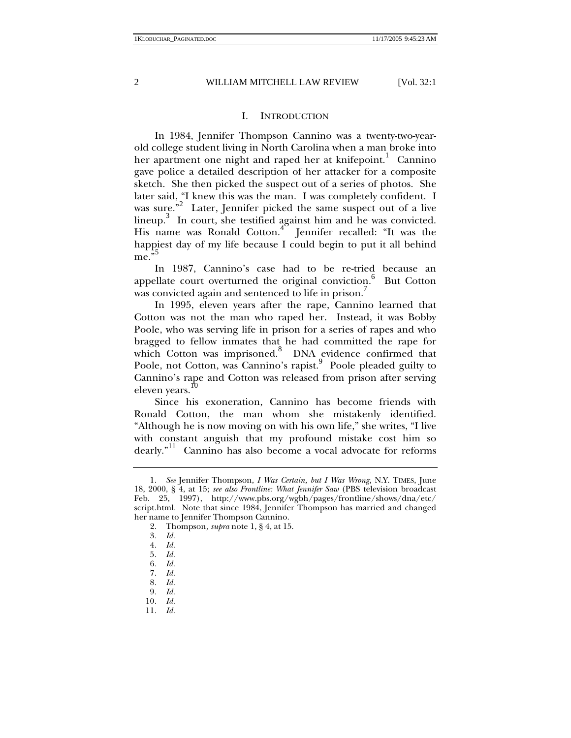## I. INTRODUCTION

In 1984, Jennifer Thompson Cannino was a twenty-two-year-old college student living in North Carolina when a man broke into her apartment one night and raped her at knifepoint.[1] Cannino gave police a detailed description of her attacker for a composite sketch. She then picked the suspect out of a series of photos. She later said, "I knew this was the man. I was completely confident. I was sure."[2] Later, Jennifer picked the same suspect out of a live lineup.[3] In court, she testified against him and he was convicted. His name was Ronald Cotton.[4] Jennifer recalled: "It was the happiest day of my life because I could begin to put it all behind me."[5]

In 1987, Cannino's case had to be re-tried because an appellate court overturned the original conviction.[6] But Cotton was convicted again and sentenced to life in prison.[7]

In 1995, eleven years after the rape, Cannino learned that Cotton was not the man who raped her. Instead, it was Bobby Poole, who was serving life in prison for a series of rapes and who bragged to fellow inmates that he had committed the rape for which Cotton was imprisoned.[8] DNA evidence confirmed that Poole, not Cotton, was Cannino's rapist.[9] Poole pleaded guilty to Cannino's rape and Cotton was released from prison after serving eleven years.[10]

Since his exoneration, Cannino has become friends with Ronald Cotton, the man whom she mistakenly identified. "Although he is now moving on with his own life," she writes, "I live with constant anguish that my profound mistake cost him so dearly."[11] Cannino has also become a vocal advocate for reforms

---

1. *See* Jennifer Thompson, *I Was Certain, but I Was Wrong*, N.Y. TIMES, June 18, 2000, § 4, at 15; *see also Frontline: What Jennifer Saw* (PBS television broadcast Feb. 25, 1997), http://www.pbs.org/wgbh/pages/frontline/shows/dna/etc/script.html. Note that since 1984, Jennifer Thompson has married and changed her name to Jennifer Thompson Cannino.
2. Thompson, *supra* note 1, § 4, at 15.
3. *Id.*
4. *Id.*
5. *Id.*
6. *Id.*
7. *Id.*
8. *Id.*
9. *Id.*
10. *Id.*
11. *Id.*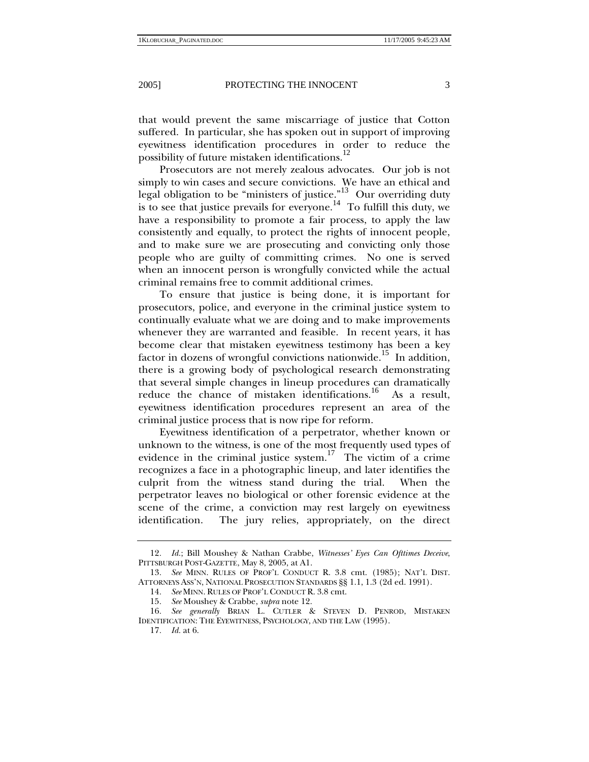that would prevent the same miscarriage of justice that Cotton suffered. In particular, she has spoken out in support of improving eyewitness identification procedures in order to reduce the possibility of future mistaken identifications.[12]

Prosecutors are not merely zealous advocates. Our job is not simply to win cases and secure convictions. We have an ethical and legal obligation to be "ministers of justice."[13] Our overriding duty is to see that justice prevails for everyone.[14] To fulfill this duty, we have a responsibility to promote a fair process, to apply the law consistently and equally, to protect the rights of innocent people, and to make sure we are prosecuting and convicting only those people who are guilty of committing crimes. No one is served when an innocent person is wrongfully convicted while the actual criminal remains free to commit additional crimes.

To ensure that justice is being done, it is important for prosecutors, police, and everyone in the criminal justice system to continually evaluate what we are doing and to make improvements whenever they are warranted and feasible. In recent years, it has become clear that mistaken eyewitness testimony has been a key factor in dozens of wrongful convictions nationwide.[15] In addition, there is a growing body of psychological research demonstrating that several simple changes in lineup procedures can dramatically reduce the chance of mistaken identifications.[16] As a result, eyewitness identification procedures represent an area of the criminal justice process that is now ripe for reform.

Eyewitness identification of a perpetrator, whether known or unknown to the witness, is one of the most frequently used types of evidence in the criminal justice system.[17] The victim of a crime recognizes a face in a photographic lineup, and later identifies the culprit from the witness stand during the trial. When the perpetrator leaves no biological or other forensic evidence at the scene of the crime, a conviction may rest largely on eyewitness identification. The jury relies, appropriately, on the direct

---

12. *Id.*; Bill Moushey & Nathan Crabbe, *Witnesses' Eyes Can Ofttimes Deceive*, PITTSBURGH POST-GAZETTE, May 8, 2005, at A1.

13. *See* MINN. RULES OF PROF'L CONDUCT R. 3.8 cmt. (1985); NAT'L DIST. ATTORNEYS ASS'N, NATIONAL PROSECUTION STANDARDS §§ 1.1, 1.3 (2d ed. 1991).

14. *See* MINN. RULES OF PROF'L CONDUCT R. 3.8 cmt.

15. *See* Moushey & Crabbe, *supra* note 12.

16. *See generally* BRIAN L. CUTLER & STEVEN D. PENROD, MISTAKEN IDENTIFICATION: THE EYEWITNESS, PSYCHOLOGY, AND THE LAW (1995).

17. *Id.* at 6.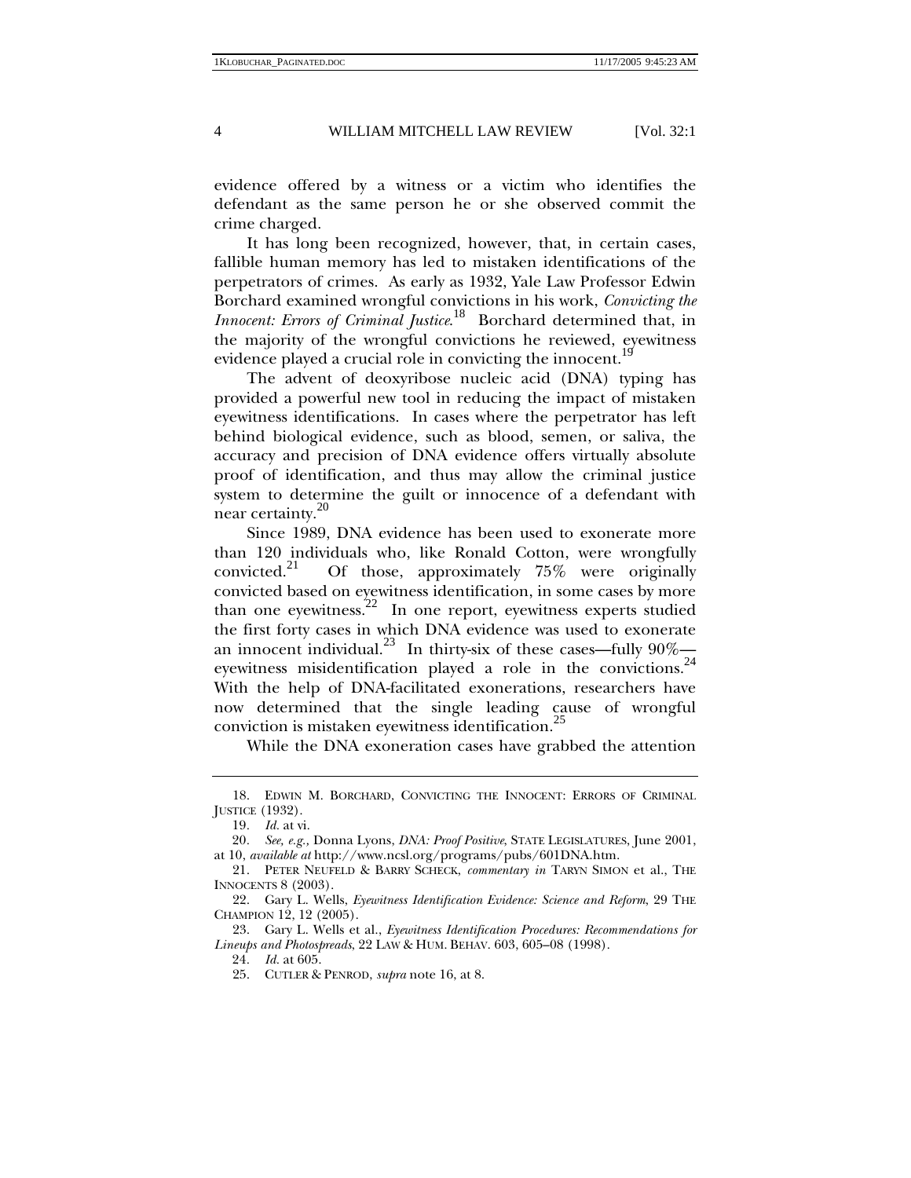evidence offered by a witness or a victim who identifies the defendant as the same person he or she observed commit the crime charged.

It has long been recognized, however, that, in certain cases, fallible human memory has led to mistaken identifications of the perpetrators of crimes. As early as 1932, Yale Law Professor Edwin Borchard examined wrongful convictions in his work, *Convicting the Innocent: Errors of Criminal Justice*.[18] Borchard determined that, in the majority of the wrongful convictions he reviewed, eyewitness evidence played a crucial role in convicting the innocent.[19]

The advent of deoxyribose nucleic acid (DNA) typing has provided a powerful new tool in reducing the impact of mistaken eyewitness identifications. In cases where the perpetrator has left behind biological evidence, such as blood, semen, or saliva, the accuracy and precision of DNA evidence offers virtually absolute proof of identification, and thus may allow the criminal justice system to determine the guilt or innocence of a defendant with near certainty.[20]

Since 1989, DNA evidence has been used to exonerate more than 120 individuals who, like Ronald Cotton, were wrongfully convicted.[21] Of those, approximately 75% were originally convicted based on eyewitness identification, in some cases by more than one eyewitness.[22] In one report, eyewitness experts studied the first forty cases in which DNA evidence was used to exonerate an innocent individual.[23] In thirty-six of these cases—fully 90%—eyewitness misidentification played a role in the convictions.[24] With the help of DNA-facilitated exonerations, researchers have now determined that the single leading cause of wrongful conviction is mistaken eyewitness identification.[25]

While the DNA exoneration cases have grabbed the attention

---

18. EDWIN M. BORCHARD, CONVICTING THE INNOCENT: ERRORS OF CRIMINAL JUSTICE (1932).

19. *Id.* at vi.

20. *See, e.g.*, Donna Lyons, *DNA: Proof Positive*, STATE LEGISLATURES, June 2001, at 10, *available at* http://www.ncsl.org/programs/pubs/601DNA.htm.

21. PETER NEUFELD & BARRY SCHECK, *commentary in* TARYN SIMON et al., THE INNOCENTS 8 (2003).

22. Gary L. Wells, *Eyewitness Identification Evidence: Science and Reform*, 29 THE CHAMPION 12, 12 (2005).

23. Gary L. Wells et al., *Eyewitness Identification Procedures: Recommendations for Lineups and Photospreads*, 22 LAW & HUM. BEHAV. 603, 605–08 (1998).

24. *Id.* at 605.

25. CUTLER & PENROD, *supra* note 16, at 8.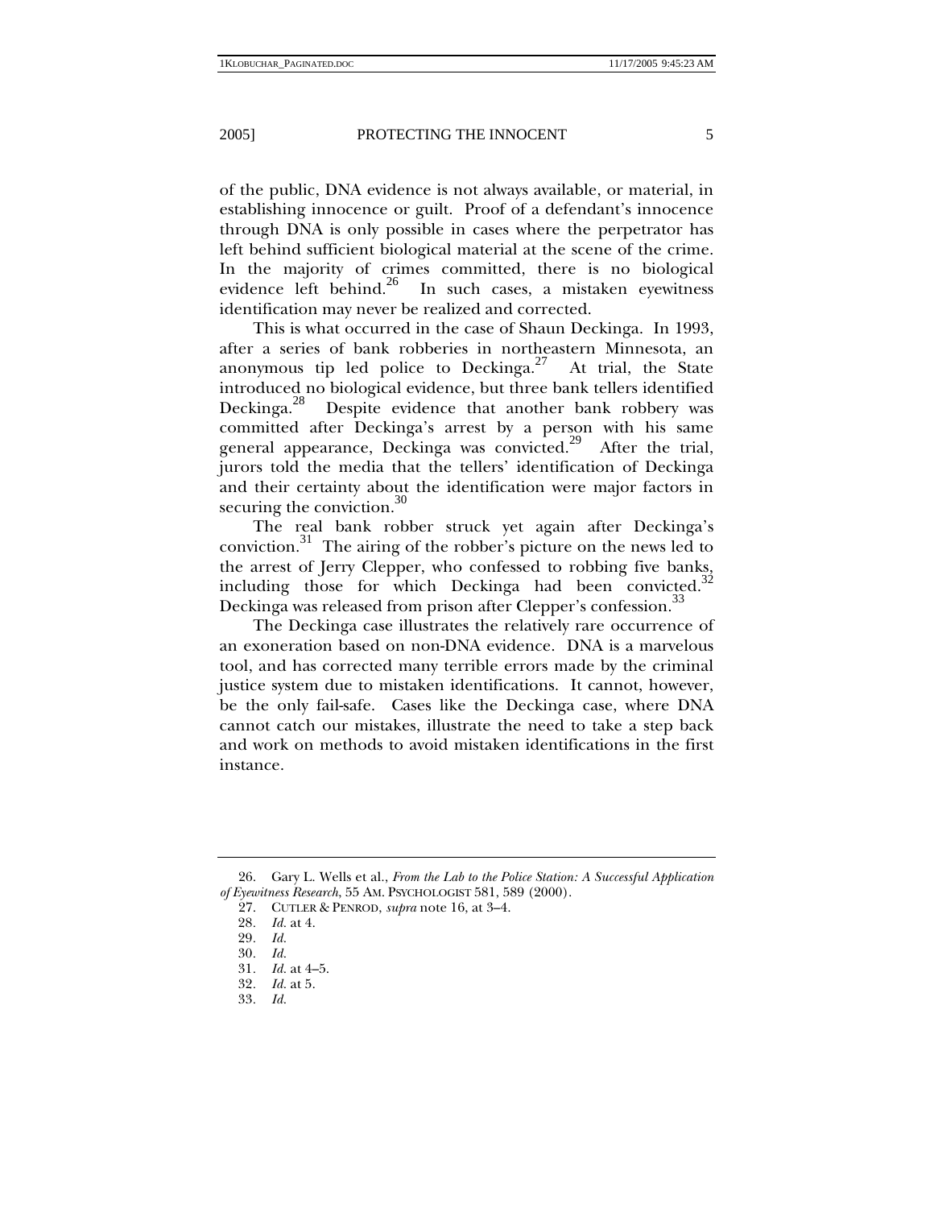of the public, DNA evidence is not always available, or material, in establishing innocence or guilt. Proof of a defendant's innocence through DNA is only possible in cases where the perpetrator has left behind sufficient biological material at the scene of the crime. In the majority of crimes committed, there is no biological evidence left behind.[26] In such cases, a mistaken eyewitness identification may never be realized and corrected.

This is what occurred in the case of Shaun Deckinga. In 1993, after a series of bank robberies in northeastern Minnesota, an anonymous tip led police to Deckinga.[27] At trial, the State introduced no biological evidence, but three bank tellers identified Deckinga.[28] Despite evidence that another bank robbery was committed after Deckinga's arrest by a person with his same general appearance, Deckinga was convicted.[29] After the trial, jurors told the media that the tellers' identification of Deckinga and their certainty about the identification were major factors in securing the conviction.[30]

The real bank robber struck yet again after Deckinga's conviction.[31] The airing of the robber's picture on the news led to the arrest of Jerry Clepper, who confessed to robbing five banks, including those for which Deckinga had been convicted.[32] Deckinga was released from prison after Clepper's confession.[33]

The Deckinga case illustrates the relatively rare occurrence of an exoneration based on non-DNA evidence. DNA is a marvelous tool, and has corrected many terrible errors made by the criminal justice system due to mistaken identifications. It cannot, however, be the only fail-safe. Cases like the Deckinga case, where DNA cannot catch our mistakes, illustrate the need to take a step back and work on methods to avoid mistaken identifications in the first instance.

---

26. Gary L. Wells et al., *From the Lab to the Police Station: A Successful Application of Eyewitness Research*, 55 AM. PSYCHOLOGIST 581, 589 (2000).

27. CUTLER & PENROD, *supra* note 16, at 3–4.

28. *Id.* at 4.

29. *Id.*

30. *Id.*

31. *Id.* at 4–5.

32. *Id.* at 5.

33. *Id.*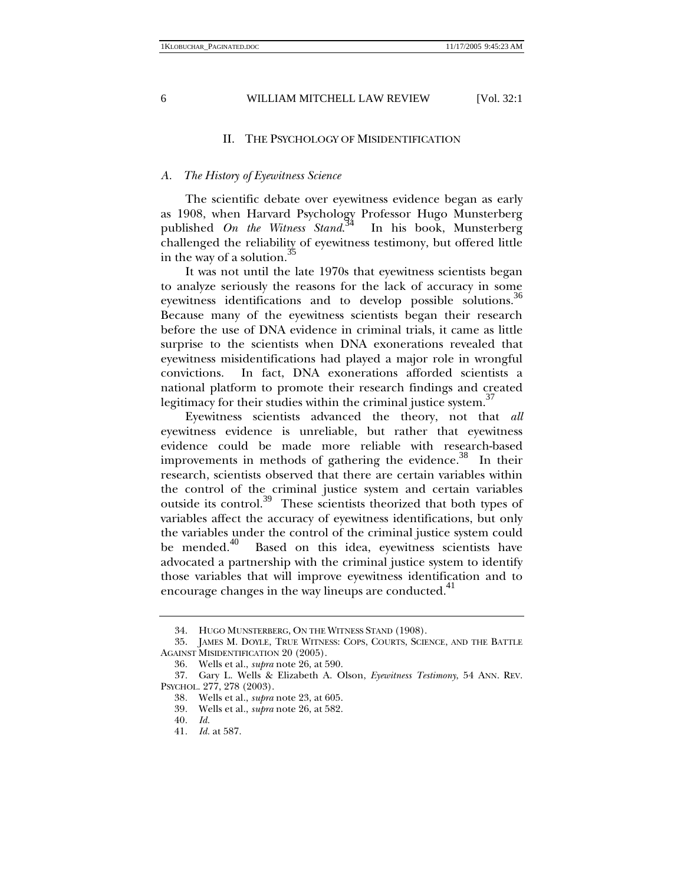## II. THE PSYCHOLOGY OF MISIDENTIFICATION

### A. *The History of Eyewitness Science*

The scientific debate over eyewitness evidence began as early as 1908, when Harvard Psychology Professor Hugo Munsterberg published *On the Witness Stand*.[34] In his book, Munsterberg challenged the reliability of eyewitness testimony, but offered little in the way of a solution.[35]

It was not until the late 1970s that eyewitness scientists began to analyze seriously the reasons for the lack of accuracy in some eyewitness identifications and to develop possible solutions.[36] Because many of the eyewitness scientists began their research before the use of DNA evidence in criminal trials, it came as little surprise to the scientists when DNA exonerations revealed that eyewitness misidentifications had played a major role in wrongful convictions. In fact, DNA exonerations afforded scientists a national platform to promote their research findings and created legitimacy for their studies within the criminal justice system.[37]

Eyewitness scientists advanced the theory, not that *all* eyewitness evidence is unreliable, but rather that eyewitness evidence could be made more reliable with research-based improvements in methods of gathering the evidence.[38] In their research, scientists observed that there are certain variables within the control of the criminal justice system and certain variables outside its control.[39] These scientists theorized that both types of variables affect the accuracy of eyewitness identifications, but only the variables under the control of the criminal justice system could be mended.[40] Based on this idea, eyewitness scientists have advocated a partnership with the criminal justice system to identify those variables that will improve eyewitness identification and to encourage changes in the way lineups are conducted.[41]

---

34. HUGO MUNSTERBERG, ON THE WITNESS STAND (1908).

35. JAMES M. DOYLE, TRUE WITNESS: COPS, COURTS, SCIENCE, AND THE BATTLE AGAINST MISIDENTIFICATION 20 (2005).

36. Wells et al., *supra* note 26, at 590.

37. Gary L. Wells & Elizabeth A. Olson, *Eyewitness Testimony*, 54 ANN. REV. PSYCHOL. 277, 278 (2003).

38. Wells et al., *supra* note 23, at 605.

39. Wells et al., *supra* note 26, at 582.

40. *Id.*

41. *Id.* at 587.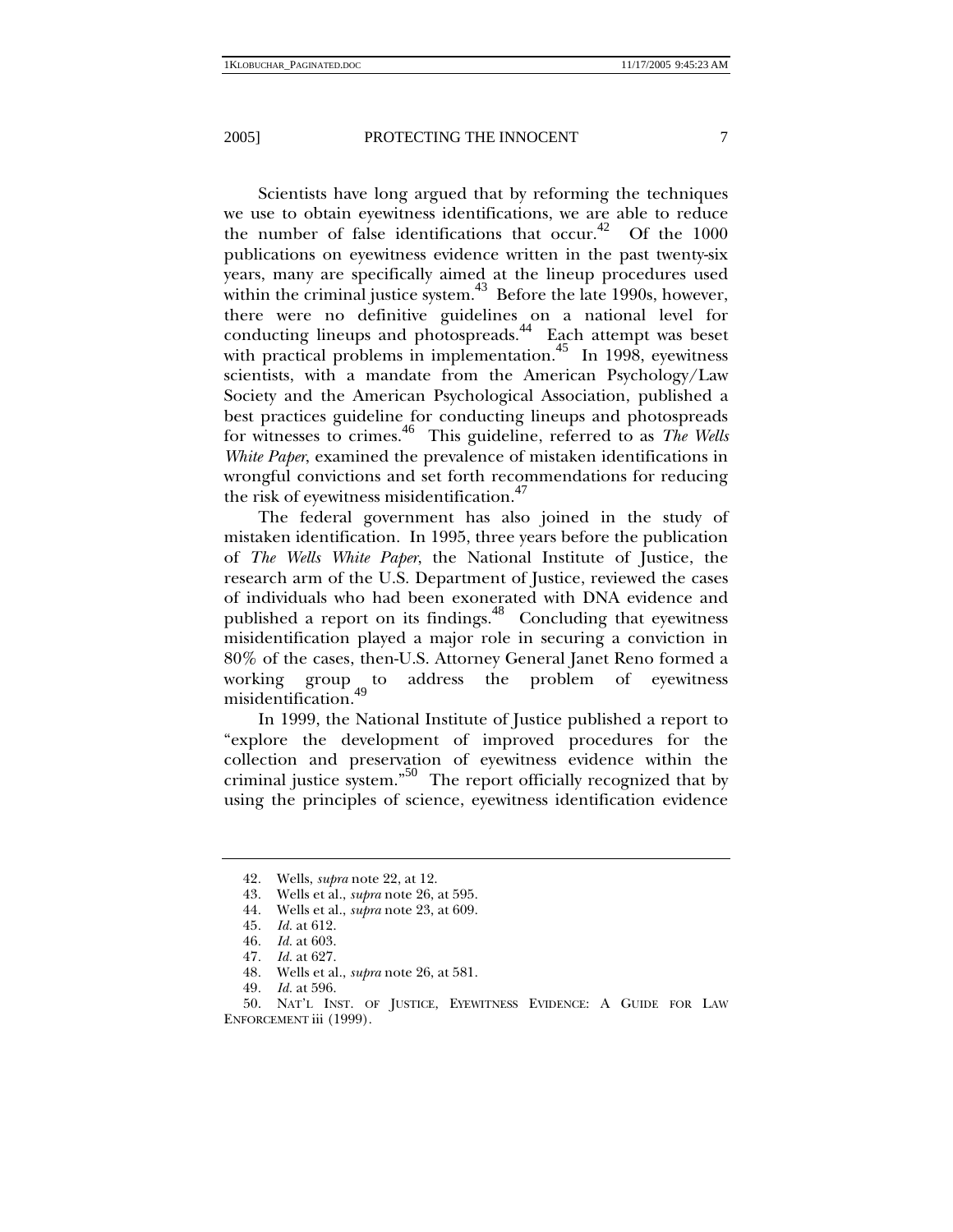Scientists have long argued that by reforming the techniques we use to obtain eyewitness identifications, we are able to reduce the number of false identifications that occur.[42] Of the 1000 publications on eyewitness evidence written in the past twenty-six years, many are specifically aimed at the lineup procedures used within the criminal justice system.[43] Before the late 1990s, however, there were no definitive guidelines on a national level for conducting lineups and photospreads.[44] Each attempt was beset with practical problems in implementation.[45] In 1998, eyewitness scientists, with a mandate from the American Psychology/Law Society and the American Psychological Association, published a best practices guideline for conducting lineups and photospreads for witnesses to crimes.[46] This guideline, referred to as *The Wells White Paper*, examined the prevalence of mistaken identifications in wrongful convictions and set forth recommendations for reducing the risk of eyewitness misidentification.[47]

The federal government has also joined in the study of mistaken identification. In 1995, three years before the publication of *The Wells White Paper*, the National Institute of Justice, the research arm of the U.S. Department of Justice, reviewed the cases of individuals who had been exonerated with DNA evidence and published a report on its findings.[48] Concluding that eyewitness misidentification played a major role in securing a conviction in 80% of the cases, then-U.S. Attorney General Janet Reno formed a working group to address the problem of eyewitness misidentification.[49]

In 1999, the National Institute of Justice published a report to "explore the development of improved procedures for the collection and preservation of eyewitness evidence within the criminal justice system."[50] The report officially recognized that by using the principles of science, eyewitness identification evidence

---

42. Wells, *supra* note 22, at 12.
43. Wells et al., *supra* note 26, at 595.
44. Wells et al., *supra* note 23, at 609.
45. *Id.* at 612.
46. *Id.* at 603.
47. *Id.* at 627.
48. Wells et al., *supra* note 26, at 581.
49. *Id.* at 596.
50. NAT'L INST. OF JUSTICE, EYEWITNESS EVIDENCE: A GUIDE FOR LAW ENFORCEMENT iii (1999).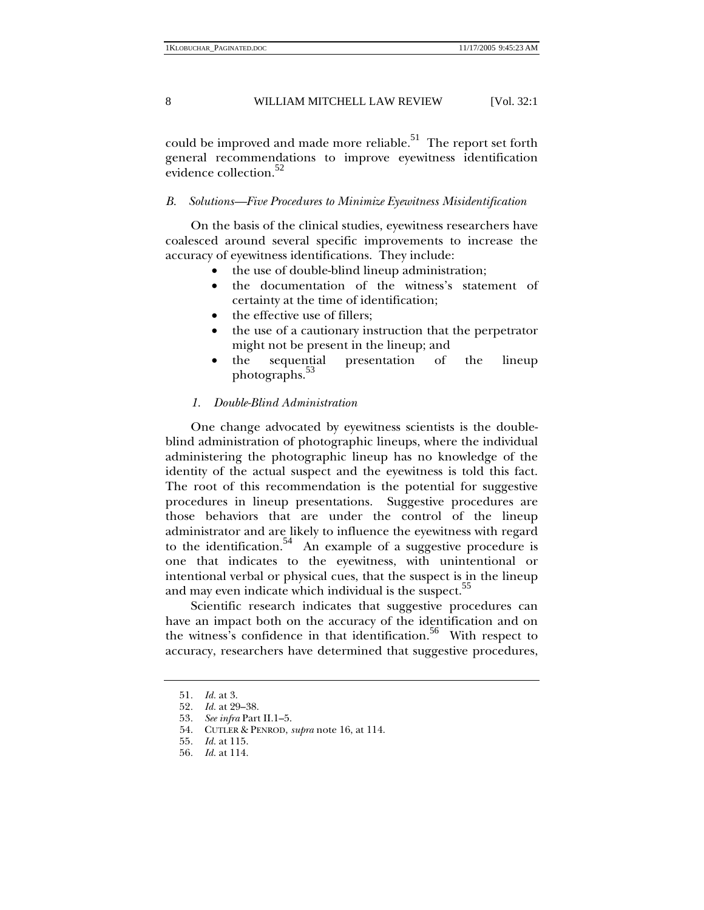could be improved and made more reliable.[51] The report set forth general recommendations to improve eyewitness identification evidence collection.[52]

### *B. Solutions—Five Procedures to Minimize Eyewitness Misidentification*

On the basis of the clinical studies, eyewitness researchers have coalesced around several specific improvements to increase the accuracy of eyewitness identifications. They include:

- the use of double-blind lineup administration;
- the documentation of the witness's statement of certainty at the time of identification;
- the effective use of fillers;
- the use of a cautionary instruction that the perpetrator might not be present in the lineup; and
- the sequential presentation of the lineup photographs.[53]

#### *1. Double-Blind Administration*

One change advocated by eyewitness scientists is the double-blind administration of photographic lineups, where the individual administering the photographic lineup has no knowledge of the identity of the actual suspect and the eyewitness is told this fact. The root of this recommendation is the potential for suggestive procedures in lineup presentations. Suggestive procedures are those behaviors that are under the control of the lineup administrator and are likely to influence the eyewitness with regard to the identification.[54] An example of a suggestive procedure is one that indicates to the eyewitness, with unintentional or intentional verbal or physical cues, that the suspect is in the lineup and may even indicate which individual is the suspect.[55]

Scientific research indicates that suggestive procedures can have an impact both on the accuracy of the identification and on the witness's confidence in that identification.[56] With respect to accuracy, researchers have determined that suggestive procedures,

---

51. *Id.* at 3.
52. *Id.* at 29–38.
53. *See infra* Part II.1–5.
54. CUTLER & PENROD, *supra* note 16, at 114.
55. *Id.* at 115.
56. *Id.* at 114.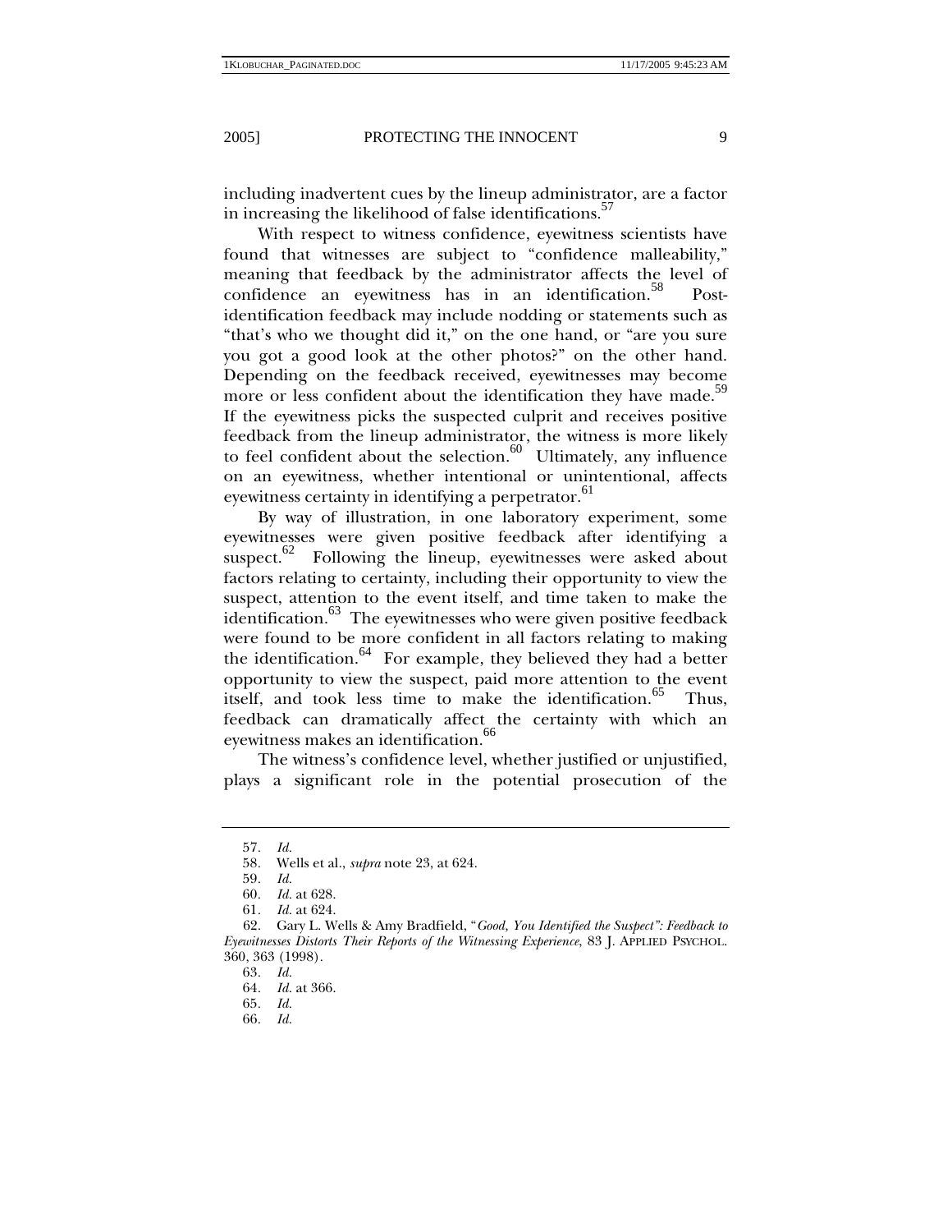including inadvertent cues by the lineup administrator, are a factor in increasing the likelihood of false identifications.[57]

With respect to witness confidence, eyewitness scientists have found that witnesses are subject to "confidence malleability," meaning that feedback by the administrator affects the level of confidence an eyewitness has in an identification.[58] Post-identification feedback may include nodding or statements such as "that's who we thought did it," on the one hand, or "are you sure you got a good look at the other photos?" on the other hand. Depending on the feedback received, eyewitnesses may become more or less confident about the identification they have made.[59] If the eyewitness picks the suspected culprit and receives positive feedback from the lineup administrator, the witness is more likely to feel confident about the selection.[60] Ultimately, any influence on an eyewitness, whether intentional or unintentional, affects eyewitness certainty in identifying a perpetrator.[61]

By way of illustration, in one laboratory experiment, some eyewitnesses were given positive feedback after identifying a suspect.[62] Following the lineup, eyewitnesses were asked about factors relating to certainty, including their opportunity to view the suspect, attention to the event itself, and time taken to make the identification.[63] The eyewitnesses who were given positive feedback were found to be more confident in all factors relating to making the identification.[64] For example, they believed they had a better opportunity to view the suspect, paid more attention to the event itself, and took less time to make the identification.[65] Thus, feedback can dramatically affect the certainty with which an eyewitness makes an identification.[66]

The witness's confidence level, whether justified or unjustified, plays a significant role in the potential prosecution of the

---

57. *Id.*

58. Wells et al., *supra* note 23, at 624.

59. *Id.*

60. *Id.* at 628.

61. *Id.* at 624.

62. Gary L. Wells & Amy Bradfield, "*Good, You Identified the Suspect": Feedback to Eyewitnesses Distorts Their Reports of the Witnessing Experience*, 83 J. APPLIED PSYCHOL. 360, 363 (1998).

63. *Id.*

64. *Id.* at 366.

65. *Id.*

66. *Id.*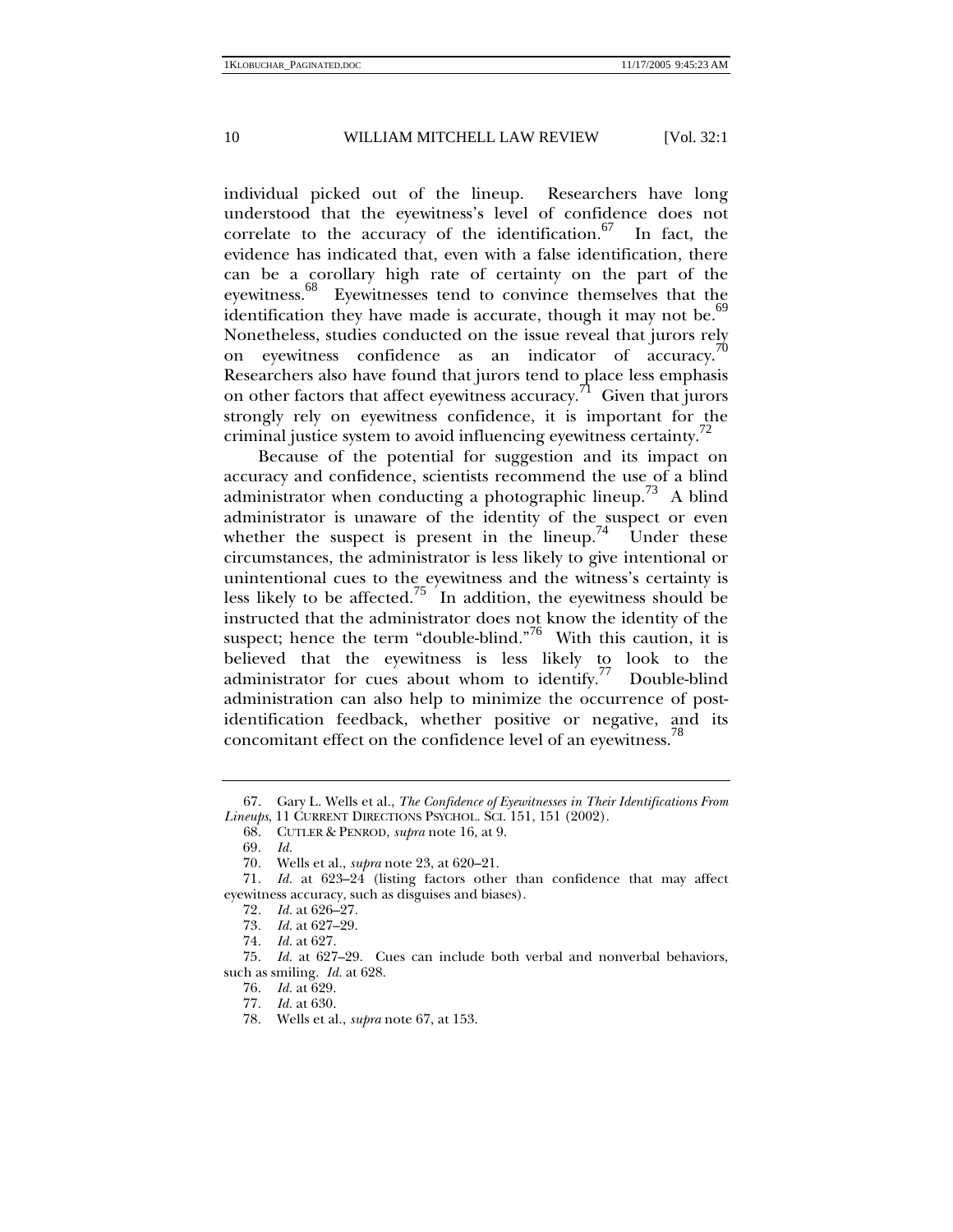individual picked out of the lineup. Researchers have long understood that the eyewitness's level of confidence does not correlate to the accuracy of the identification.[67] In fact, the evidence has indicated that, even with a false identification, there can be a corollary high rate of certainty on the part of the eyewitness.[68] Eyewitnesses tend to convince themselves that the identification they have made is accurate, though it may not be.[69] Nonetheless, studies conducted on the issue reveal that jurors rely on eyewitness confidence as an indicator of accuracy.[70] Researchers also have found that jurors tend to place less emphasis on other factors that affect eyewitness accuracy.[71] Given that jurors strongly rely on eyewitness confidence, it is important for the criminal justice system to avoid influencing eyewitness certainty.[72]

Because of the potential for suggestion and its impact on accuracy and confidence, scientists recommend the use of a blind administrator when conducting a photographic lineup.[73] A blind administrator is unaware of the identity of the suspect or even whether the suspect is present in the lineup.[74] Under these circumstances, the administrator is less likely to give intentional or unintentional cues to the eyewitness and the witness's certainty is less likely to be affected.[75] In addition, the eyewitness should be instructed that the administrator does not know the identity of the suspect; hence the term "double-blind."[76] With this caution, it is believed that the eyewitness is less likely to look to the administrator for cues about whom to identify.[77] Double-blind administration can also help to minimize the occurrence of post-identification feedback, whether positive or negative, and its concomitant effect on the confidence level of an eyewitness.[78]

---

67. Gary L. Wells et al., *The Confidence of Eyewitnesses in Their Identifications From Lineups*, 11 CURRENT DIRECTIONS PSYCHOL. SCI. 151, 151 (2002).

68. CUTLER & PENROD, *supra* note 16, at 9.

69. *Id.*

70. Wells et al., *supra* note 23, at 620–21.

71. *Id.* at 623–24 (listing factors other than confidence that may affect eyewitness accuracy, such as disguises and biases).

72. *Id.* at 626–27.

73. *Id.* at 627–29.

74. *Id.* at 627.

75. *Id.* at 627–29. Cues can include both verbal and nonverbal behaviors, such as smiling. *Id.* at 628.

76. *Id.* at 629.

77. *Id.* at 630.

78. Wells et al., *supra* note 67, at 153.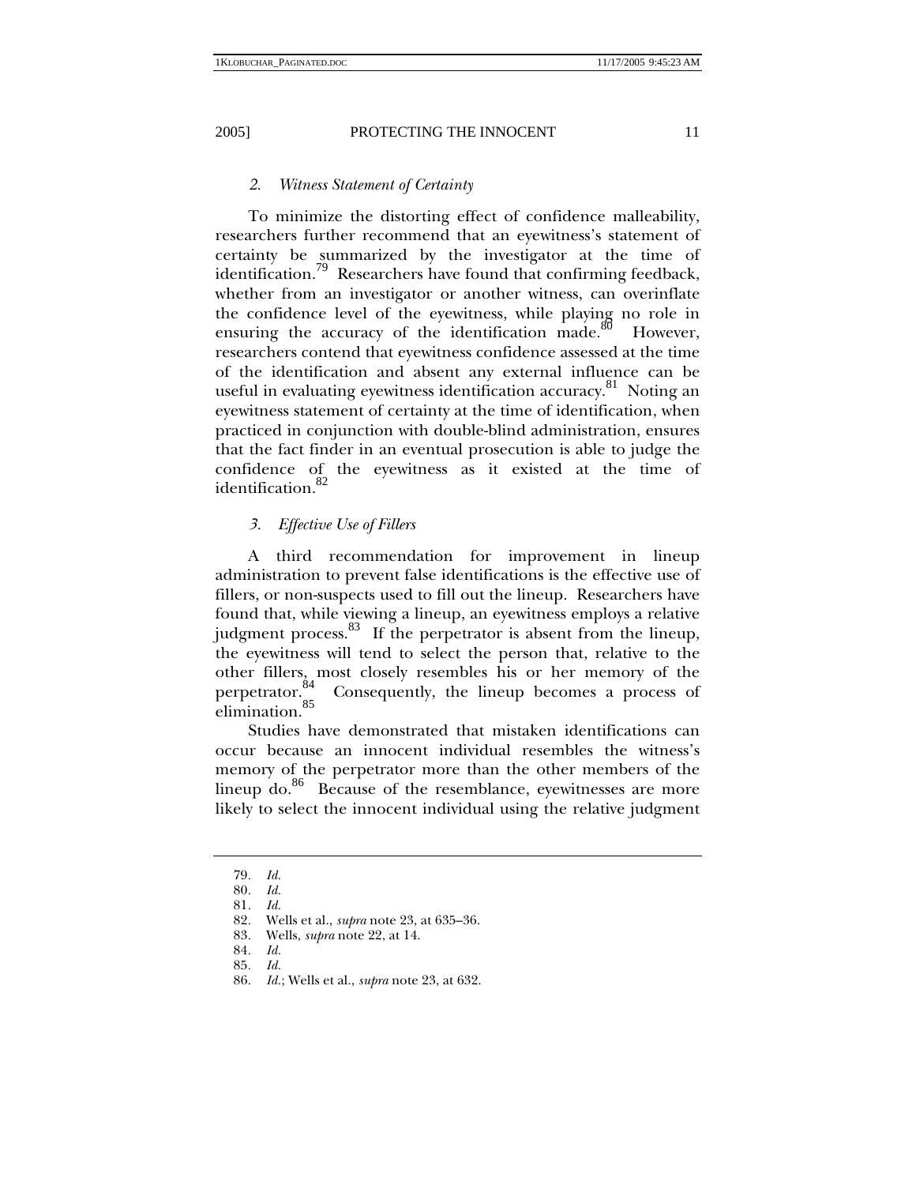### 2. *Witness Statement of Certainty*

To minimize the distorting effect of confidence malleability, researchers further recommend that an eyewitness's statement of certainty be summarized by the investigator at the time of identification.[79] Researchers have found that confirming feedback, whether from an investigator or another witness, can overinflate the confidence level of the eyewitness, while playing no role in ensuring the accuracy of the identification made.[80] However, researchers contend that eyewitness confidence assessed at the time of the identification and absent any external influence can be useful in evaluating eyewitness identification accuracy.[81] Noting an eyewitness statement of certainty at the time of identification, when practiced in conjunction with double-blind administration, ensures that the fact finder in an eventual prosecution is able to judge the confidence of the eyewitness as it existed at the time of identification.[82]

### 3. *Effective Use of Fillers*

A third recommendation for improvement in lineup administration to prevent false identifications is the effective use of fillers, or non-suspects used to fill out the lineup. Researchers have found that, while viewing a lineup, an eyewitness employs a relative judgment process.[83] If the perpetrator is absent from the lineup, the eyewitness will tend to select the person that, relative to the other fillers, most closely resembles his or her memory of the perpetrator.[84] Consequently, the lineup becomes a process of elimination.[85]

Studies have demonstrated that mistaken identifications can occur because an innocent individual resembles the witness's memory of the perpetrator more than the other members of the lineup do.[86] Because of the resemblance, eyewitnesses are more likely to select the innocent individual using the relative judgment

---

79. *Id.*
80. *Id.*
81. *Id.*
82. Wells et al., *supra* note 23, at 635–36.
83. Wells, *supra* note 22, at 14.
84. *Id.*
85. *Id.*
86. *Id.*; Wells et al., *supra* note 23, at 632.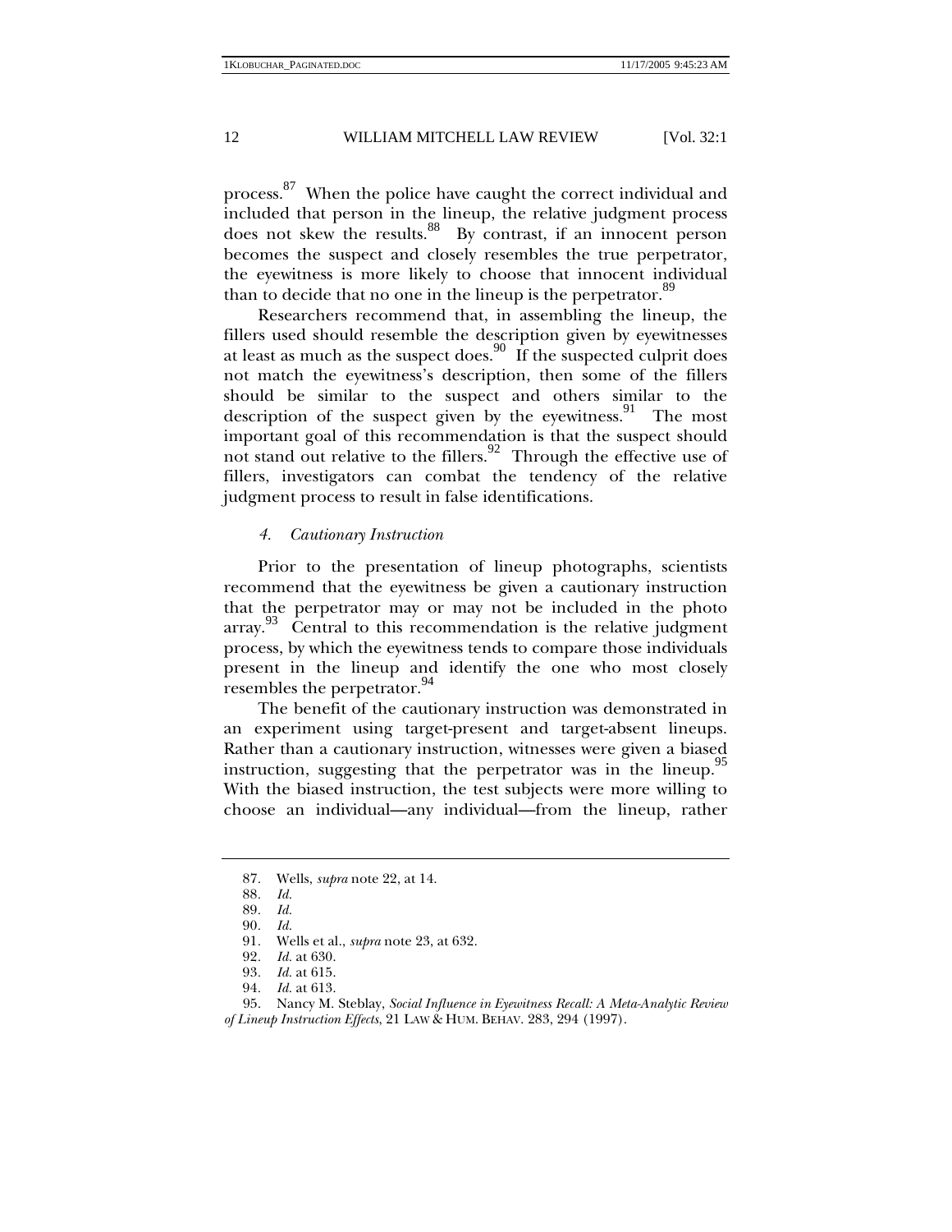process.[87] When the police have caught the correct individual and included that person in the lineup, the relative judgment process does not skew the results.[88] By contrast, if an innocent person becomes the suspect and closely resembles the true perpetrator, the eyewitness is more likely to choose that innocent individual than to decide that no one in the lineup is the perpetrator.[89]

Researchers recommend that, in assembling the lineup, the fillers used should resemble the description given by eyewitnesses at least as much as the suspect does.[90] If the suspected culprit does not match the eyewitness's description, then some of the fillers should be similar to the suspect and others similar to the description of the suspect given by the eyewitness.[91] The most important goal of this recommendation is that the suspect should not stand out relative to the fillers.[92] Through the effective use of fillers, investigators can combat the tendency of the relative judgment process to result in false identifications.

#### *4. Cautionary Instruction*

Prior to the presentation of lineup photographs, scientists recommend that the eyewitness be given a cautionary instruction that the perpetrator may or may not be included in the photo array.[93] Central to this recommendation is the relative judgment process, by which the eyewitness tends to compare those individuals present in the lineup and identify the one who most closely resembles the perpetrator.[94]

The benefit of the cautionary instruction was demonstrated in an experiment using target-present and target-absent lineups. Rather than a cautionary instruction, witnesses were given a biased instruction, suggesting that the perpetrator was in the lineup.[95] With the biased instruction, the test subjects were more willing to choose an individual—any individual—from the lineup, rather

---

87. Wells, *supra* note 22, at 14.
88. *Id.*
89. *Id.*
90. *Id.*
91. Wells et al., *supra* note 23, at 632.
92. *Id.* at 630.
93. *Id.* at 615.
94. *Id.* at 613.
95. Nancy M. Steblay, *Social Influence in Eyewitness Recall: A Meta-Analytic Review of Lineup Instruction Effects*, 21 LAW & HUM. BEHAV. 283, 294 (1997).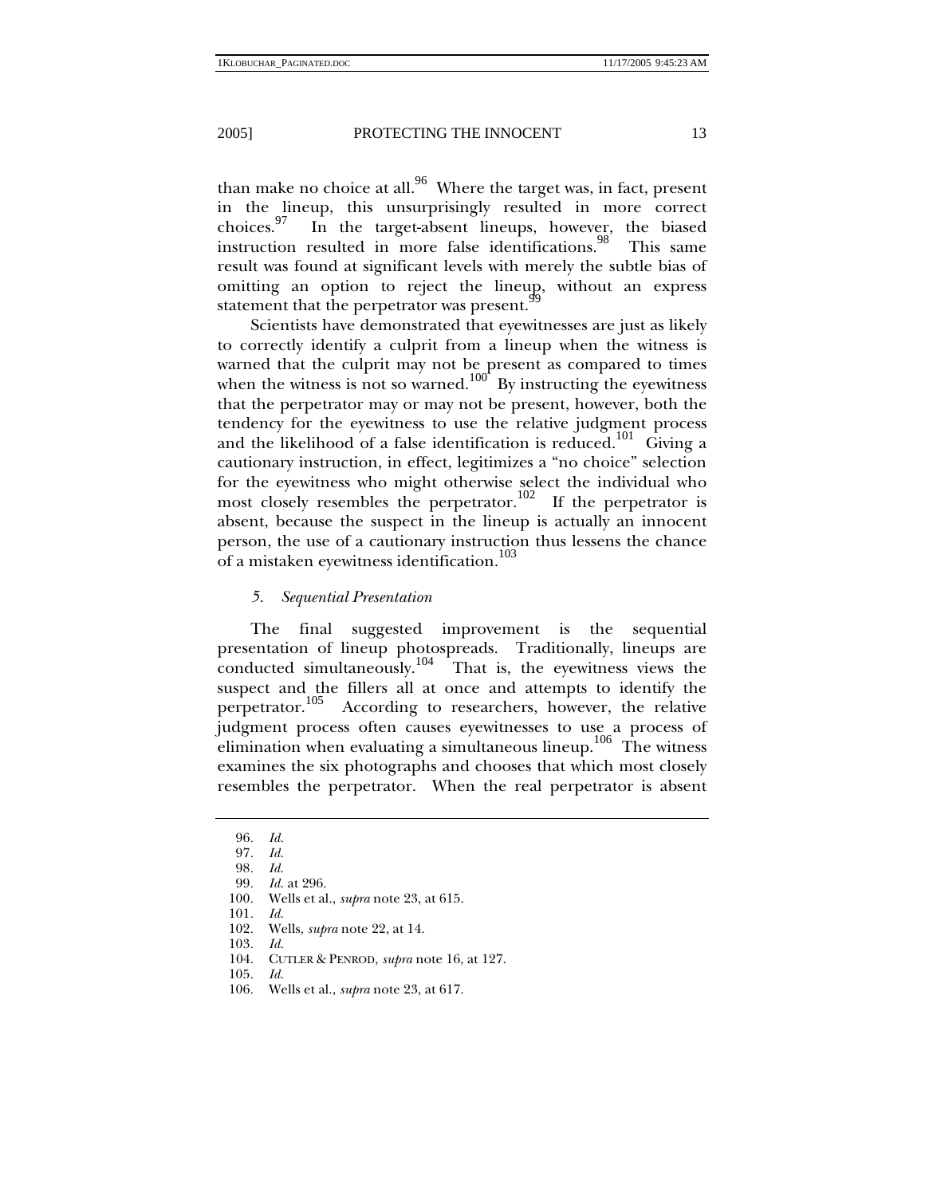than make no choice at all.[96] Where the target was, in fact, present in the lineup, this unsurprisingly resulted in more correct choices.[97] In the target-absent lineups, however, the biased instruction resulted in more false identifications.[98] This same result was found at significant levels with merely the subtle bias of omitting an option to reject the lineup, without an express statement that the perpetrator was present.[99]

Scientists have demonstrated that eyewitnesses are just as likely to correctly identify a culprit from a lineup when the witness is warned that the culprit may not be present as compared to times when the witness is not so warned.[100] By instructing the eyewitness that the perpetrator may or may not be present, however, both the tendency for the eyewitness to use the relative judgment process and the likelihood of a false identification is reduced.[101] Giving a cautionary instruction, in effect, legitimizes a "no choice" selection for the eyewitness who might otherwise select the individual who most closely resembles the perpetrator.[102] If the perpetrator is absent, because the suspect in the lineup is actually an innocent person, the use of a cautionary instruction thus lessens the chance of a mistaken eyewitness identification.[103]

### *5. Sequential Presentation*

The final suggested improvement is the sequential presentation of lineup photospreads. Traditionally, lineups are conducted simultaneously.[104] That is, the eyewitness views the suspect and the fillers all at once and attempts to identify the perpetrator.[105] According to researchers, however, the relative judgment process often causes eyewitnesses to use a process of elimination when evaluating a simultaneous lineup.[106] The witness examines the six photographs and chooses that which most closely resembles the perpetrator. When the real perpetrator is absent

---

96. *Id.*
97. *Id.*
98. *Id.*
99. *Id.* at 296.
100. Wells et al., *supra* note 23, at 615.
101. *Id.*
102. Wells, *supra* note 22, at 14.
103. *Id.*
104. CUTLER & PENROD, *supra* note 16, at 127.
105. *Id.*
106. Wells et al., *supra* note 23, at 617.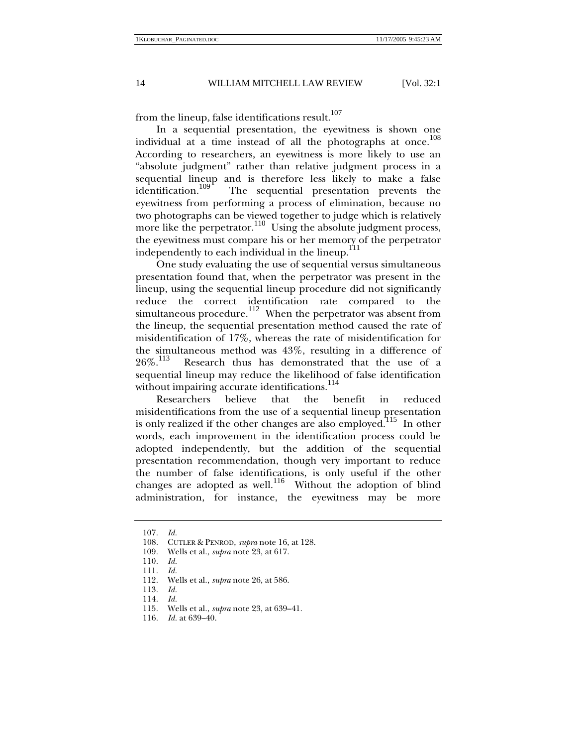from the lineup, false identifications result.[107]

In a sequential presentation, the eyewitness is shown one individual at a time instead of all the photographs at once.[108] According to researchers, an eyewitness is more likely to use an "absolute judgment" rather than relative judgment process in a sequential lineup and is therefore less likely to make a false identification.[109] The sequential presentation prevents the eyewitness from performing a process of elimination, because no two photographs can be viewed together to judge which is relatively more like the perpetrator.[110] Using the absolute judgment process, the eyewitness must compare his or her memory of the perpetrator independently to each individual in the lineup.[111]

One study evaluating the use of sequential versus simultaneous presentation found that, when the perpetrator was present in the lineup, using the sequential lineup procedure did not significantly reduce the correct identification rate compared to the simultaneous procedure.[112] When the perpetrator was absent from the lineup, the sequential presentation method caused the rate of misidentification of 17%, whereas the rate of misidentification for the simultaneous method was 43%, resulting in a difference of 26%.[113] Research thus has demonstrated that the use of a sequential lineup may reduce the likelihood of false identification without impairing accurate identifications.[114]

Researchers believe that the benefit in reduced misidentifications from the use of a sequential lineup presentation is only realized if the other changes are also employed.[115] In other words, each improvement in the identification process could be adopted independently, but the addition of the sequential presentation recommendation, though very important to reduce the number of false identifications, is only useful if the other changes are adopted as well.[116] Without the adoption of blind administration, for instance, the eyewitness may be more

---

107. *Id.*
108. CUTLER & PENROD, *supra* note 16, at 128.
109. Wells et al., *supra* note 23, at 617.
110. *Id.*
111. *Id.*
112. Wells et al., *supra* note 26, at 586.
113. *Id.*
114. *Id.*
115. Wells et al., *supra* note 23, at 639–41.
116. *Id.* at 639–40.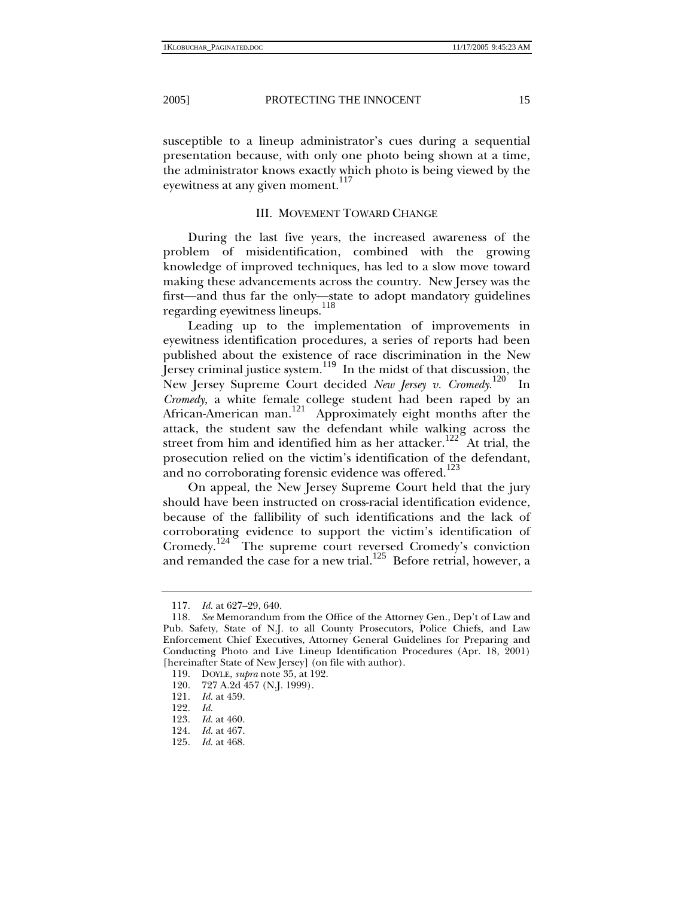susceptible to a lineup administrator's cues during a sequential presentation because, with only one photo being shown at a time, the administrator knows exactly which photo is being viewed by the eyewitness at any given moment.[117]

## III. MOVEMENT TOWARD CHANGE

During the last five years, the increased awareness of the problem of misidentification, combined with the growing knowledge of improved techniques, has led to a slow move toward making these advancements across the country. New Jersey was the first—and thus far the only—state to adopt mandatory guidelines regarding eyewitness lineups.[118]

Leading up to the implementation of improvements in eyewitness identification procedures, a series of reports had been published about the existence of race discrimination in the New Jersey criminal justice system.[119] In the midst of that discussion, the New Jersey Supreme Court decided *New Jersey v. Cromedy*.[120] In *Cromedy*, a white female college student had been raped by an African-American man.[121] Approximately eight months after the attack, the student saw the defendant while walking across the street from him and identified him as her attacker.[122] At trial, the prosecution relied on the victim's identification of the defendant, and no corroborating forensic evidence was offered.[123]

On appeal, the New Jersey Supreme Court held that the jury should have been instructed on cross-racial identification evidence, because of the fallibility of such identifications and the lack of corroborating evidence to support the victim's identification of Cromedy.[124] The supreme court reversed Cromedy's conviction and remanded the case for a new trial.[125] Before retrial, however, a

---

117. *Id.* at 627–29, 640.

118. *See* Memorandum from the Office of the Attorney Gen., Dep't of Law and Pub. Safety, State of N.J. to all County Prosecutors, Police Chiefs, and Law Enforcement Chief Executives, Attorney General Guidelines for Preparing and Conducting Photo and Live Lineup Identification Procedures (Apr. 18, 2001) [hereinafter State of New Jersey] (on file with author).

119. DOYLE, *supra* note 35, at 192.

120. 727 A.2d 457 (N.J. 1999).

121. *Id.* at 459.

122. *Id.*

123. *Id.* at 460.

124. *Id.* at 467.

125. *Id.* at 468.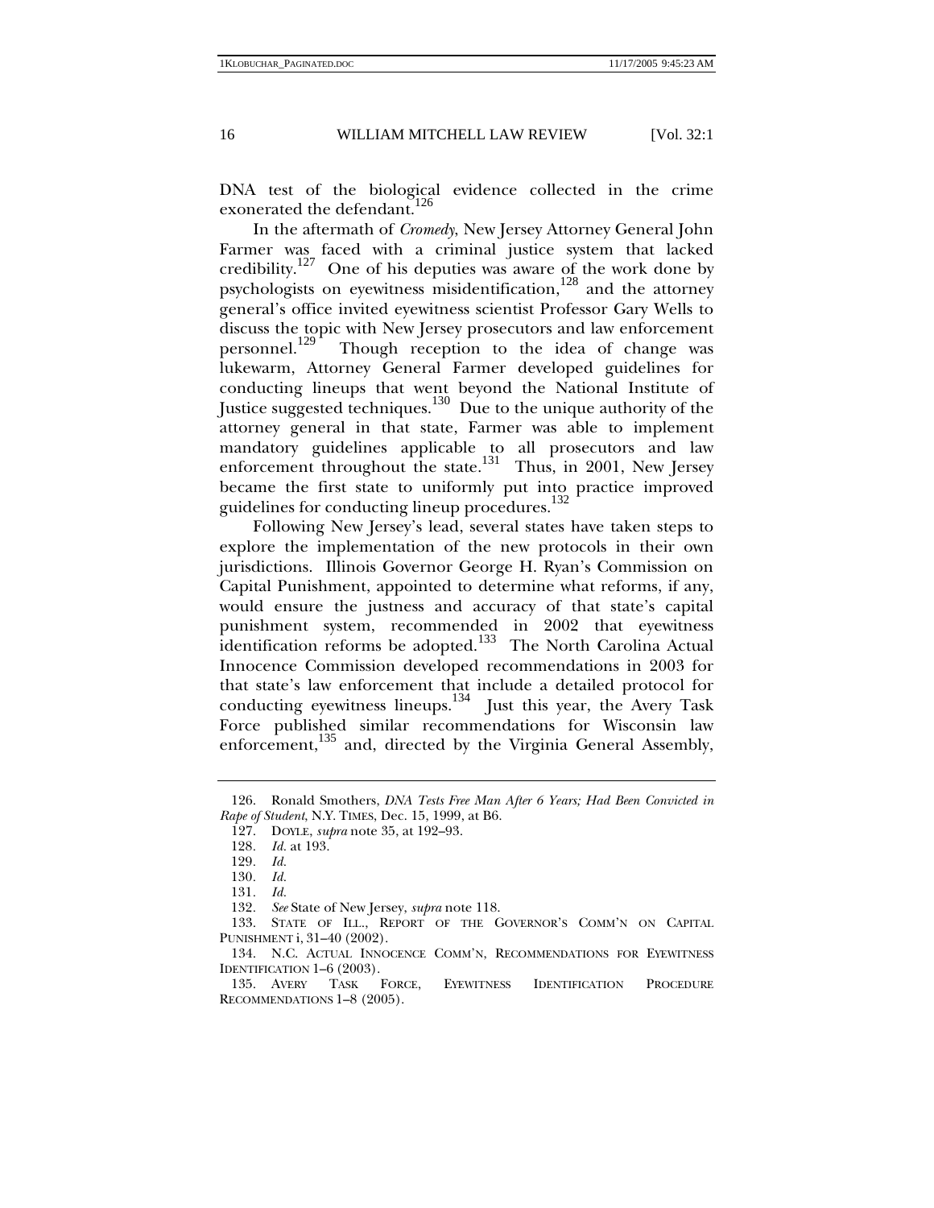DNA test of the biological evidence collected in the crime exonerated the defendant.[126]

In the aftermath of *Cromedy*, New Jersey Attorney General John Farmer was faced with a criminal justice system that lacked credibility.[127] One of his deputies was aware of the work done by psychologists on eyewitness misidentification,[128] and the attorney general's office invited eyewitness scientist Professor Gary Wells to discuss the topic with New Jersey prosecutors and law enforcement personnel.[129] Though reception to the idea of change was lukewarm, Attorney General Farmer developed guidelines for conducting lineups that went beyond the National Institute of Justice suggested techniques.[130] Due to the unique authority of the attorney general in that state, Farmer was able to implement mandatory guidelines applicable to all prosecutors and law enforcement throughout the state.[131] Thus, in 2001, New Jersey became the first state to uniformly put into practice improved guidelines for conducting lineup procedures.[132]

Following New Jersey's lead, several states have taken steps to explore the implementation of the new protocols in their own jurisdictions. Illinois Governor George H. Ryan's Commission on Capital Punishment, appointed to determine what reforms, if any, would ensure the justness and accuracy of that state's capital punishment system, recommended in 2002 that eyewitness identification reforms be adopted.[133] The North Carolina Actual Innocence Commission developed recommendations in 2003 for that state's law enforcement that include a detailed protocol for conducting eyewitness lineups.[134] Just this year, the Avery Task Force published similar recommendations for Wisconsin law enforcement,[135] and, directed by the Virginia General Assembly,

---

126. Ronald Smothers, *DNA Tests Free Man After 6 Years; Had Been Convicted in Rape of Student*, N.Y. TIMES, Dec. 15, 1999, at B6.

127. DOYLE, *supra* note 35, at 192–93.

128. *Id.* at 193.

129. *Id.*

130. *Id.*

131. *Id.*

132. *See* State of New Jersey, *supra* note 118.

133. STATE OF ILL., REPORT OF THE GOVERNOR'S COMM'N ON CAPITAL PUNISHMENT i, 31–40 (2002).

134. N.C. ACTUAL INNOCENCE COMM'N, RECOMMENDATIONS FOR EYEWITNESS IDENTIFICATION 1–6 (2003).

135. AVERY TASK FORCE, EYEWITNESS IDENTIFICATION PROCEDURE RECOMMENDATIONS 1–8 (2005).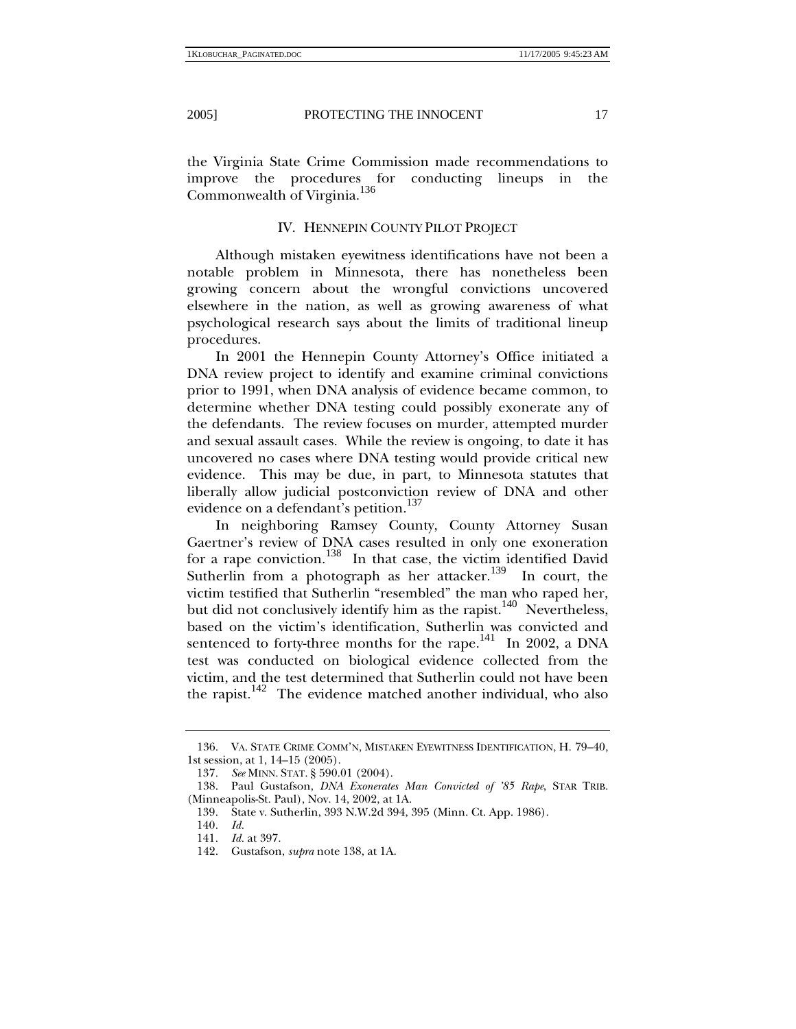the Virginia State Crime Commission made recommendations to improve the procedures for conducting lineups in the Commonwealth of Virginia.[136]

## IV. HENNEPIN COUNTY PILOT PROJECT

Although mistaken eyewitness identifications have not been a notable problem in Minnesota, there has nonetheless been growing concern about the wrongful convictions uncovered elsewhere in the nation, as well as growing awareness of what psychological research says about the limits of traditional lineup procedures.

In 2001 the Hennepin County Attorney's Office initiated a DNA review project to identify and examine criminal convictions prior to 1991, when DNA analysis of evidence became common, to determine whether DNA testing could possibly exonerate any of the defendants. The review focuses on murder, attempted murder and sexual assault cases. While the review is ongoing, to date it has uncovered no cases where DNA testing would provide critical new evidence. This may be due, in part, to Minnesota statutes that liberally allow judicial postconviction review of DNA and other evidence on a defendant's petition.[137]

In neighboring Ramsey County, County Attorney Susan Gaertner's review of DNA cases resulted in only one exoneration for a rape conviction.[138] In that case, the victim identified David Sutherlin from a photograph as her attacker.[139] In court, the victim testified that Sutherlin "resembled" the man who raped her, but did not conclusively identify him as the rapist.[140] Nevertheless, based on the victim's identification, Sutherlin was convicted and sentenced to forty-three months for the rape.[141] In 2002, a DNA test was conducted on biological evidence collected from the victim, and the test determined that Sutherlin could not have been the rapist.[142] The evidence matched another individual, who also

---

136. VA. STATE CRIME COMM'N, MISTAKEN EYEWITNESS IDENTIFICATION, H. 79–40, 1st session, at 1, 14–15 (2005).

137. *See* MINN. STAT. § 590.01 (2004).

138. Paul Gustafson, *DNA Exonerates Man Convicted of '85 Rape*, STAR TRIB. (Minneapolis-St. Paul), Nov. 14, 2002, at 1A.

139. State v. Sutherlin, 393 N.W.2d 394, 395 (Minn. Ct. App. 1986).

140. *Id.*

141. *Id.* at 397.

142. Gustafson, *supra* note 138, at 1A.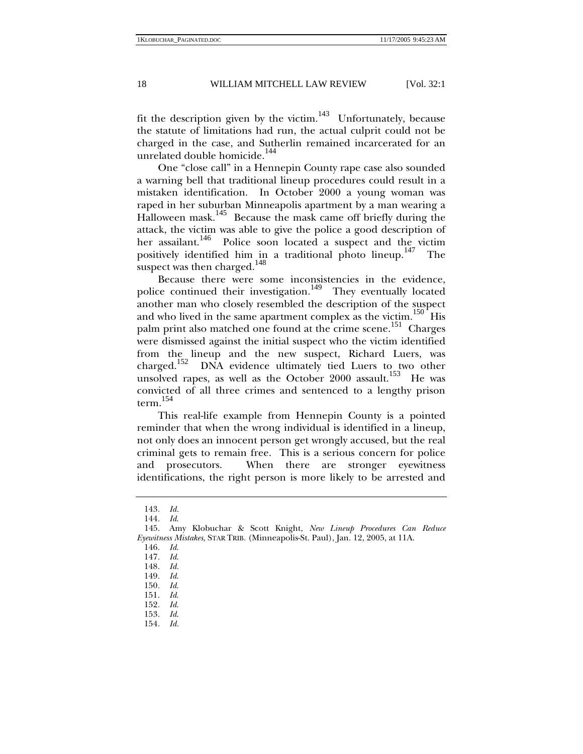fit the description given by the victim.[143] Unfortunately, because the statute of limitations had run, the actual culprit could not be charged in the case, and Sutherlin remained incarcerated for an unrelated double homicide.[144]

One "close call" in a Hennepin County rape case also sounded a warning bell that traditional lineup procedures could result in a mistaken identification. In October 2000 a young woman was raped in her suburban Minneapolis apartment by a man wearing a Halloween mask.[145] Because the mask came off briefly during the attack, the victim was able to give the police a good description of her assailant.[146] Police soon located a suspect and the victim positively identified him in a traditional photo lineup.[147] The suspect was then charged.[148]

Because there were some inconsistencies in the evidence, police continued their investigation.[149] They eventually located another man who closely resembled the description of the suspect and who lived in the same apartment complex as the victim.[150] His palm print also matched one found at the crime scene.[151] Charges were dismissed against the initial suspect who the victim identified from the lineup and the new suspect, Richard Luers, was charged.[152] DNA evidence ultimately tied Luers to two other unsolved rapes, as well as the October 2000 assault.[153] He was convicted of all three crimes and sentenced to a lengthy prison term.[154]

This real-life example from Hennepin County is a pointed reminder that when the wrong individual is identified in a lineup, not only does an innocent person get wrongly accused, but the real criminal gets to remain free. This is a serious concern for police and prosecutors. When there are stronger eyewitness identifications, the right person is more likely to be arrested and

---

143. *Id.*

144. *Id.*

145. Amy Klobuchar & Scott Knight, *New Lineup Procedures Can Reduce Eyewitness Mistakes*, STAR TRIB. (Minneapolis-St. Paul), Jan. 12, 2005, at 11A.

146. *Id.*

147. *Id.*

148. *Id.*

149. *Id.*

150. *Id.*

151. *Id.*

152. *Id.*

153. *Id.*

154. *Id.*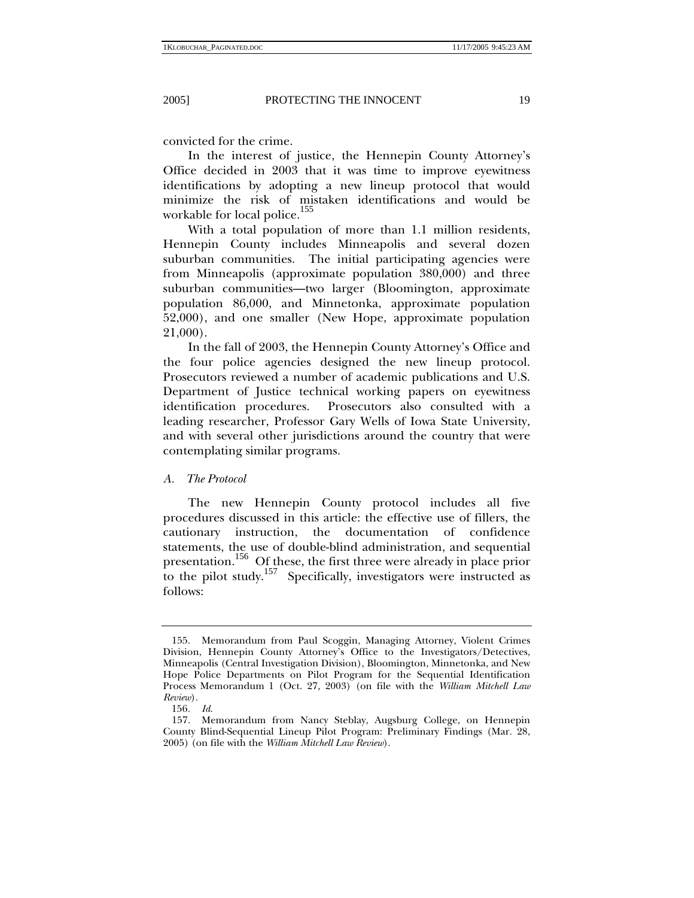convicted for the crime.

In the interest of justice, the Hennepin County Attorney's Office decided in 2003 that it was time to improve eyewitness identifications by adopting a new lineup protocol that would minimize the risk of mistaken identifications and would be workable for local police.[155]

With a total population of more than 1.1 million residents, Hennepin County includes Minneapolis and several dozen suburban communities. The initial participating agencies were from Minneapolis (approximate population 380,000) and three suburban communities—two larger (Bloomington, approximate population 86,000, and Minnetonka, approximate population 52,000), and one smaller (New Hope, approximate population 21,000).

In the fall of 2003, the Hennepin County Attorney's Office and the four police agencies designed the new lineup protocol. Prosecutors reviewed a number of academic publications and U.S. Department of Justice technical working papers on eyewitness identification procedures. Prosecutors also consulted with a leading researcher, Professor Gary Wells of Iowa State University, and with several other jurisdictions around the country that were contemplating similar programs.

### *A. The Protocol*

The new Hennepin County protocol includes all five procedures discussed in this article: the effective use of fillers, the cautionary instruction, the documentation of confidence statements, the use of double-blind administration, and sequential presentation.[156] Of these, the first three were already in place prior to the pilot study.[157] Specifically, investigators were instructed as follows:

---

155. Memorandum from Paul Scoggin, Managing Attorney, Violent Crimes Division, Hennepin County Attorney's Office to the Investigators/Detectives, Minneapolis (Central Investigation Division), Bloomington, Minnetonka, and New Hope Police Departments on Pilot Program for the Sequential Identification Process Memorandum 1 (Oct. 27, 2003) (on file with the *William Mitchell Law Review*).

156. *Id.*

157. Memorandum from Nancy Steblay, Augsburg College, on Hennepin County Blind-Sequential Lineup Pilot Program: Preliminary Findings (Mar. 28, 2005) (on file with the *William Mitchell Law Review*).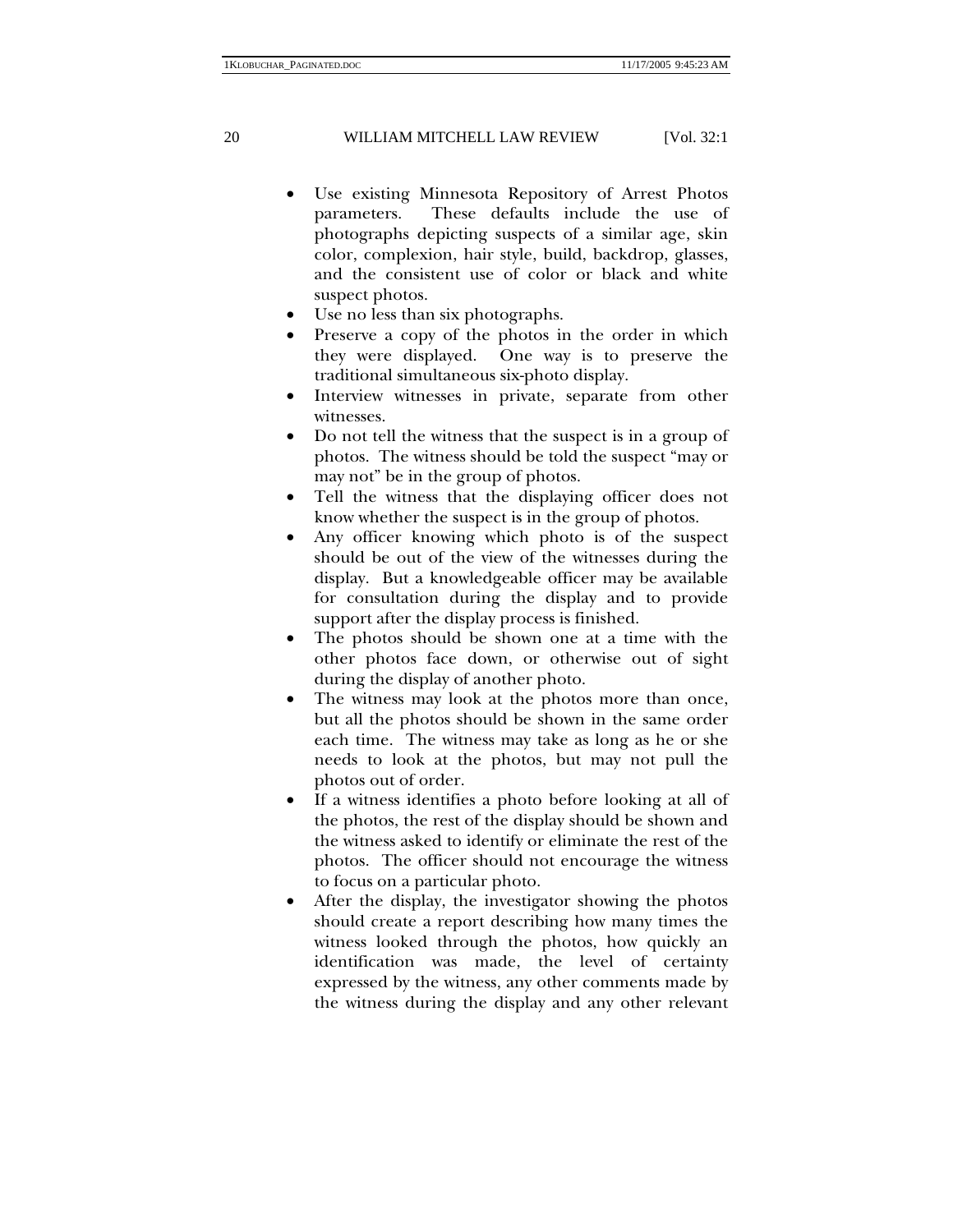- Use existing Minnesota Repository of Arrest Photos parameters. These defaults include the use of photographs depicting suspects of a similar age, skin color, complexion, hair style, build, backdrop, glasses, and the consistent use of color or black and white suspect photos.
- Use no less than six photographs.
- Preserve a copy of the photos in the order in which they were displayed. One way is to preserve the traditional simultaneous six-photo display.
- Interview witnesses in private, separate from other witnesses.
- Do not tell the witness that the suspect is in a group of photos. The witness should be told the suspect "may or may not" be in the group of photos.
- Tell the witness that the displaying officer does not know whether the suspect is in the group of photos.
- Any officer knowing which photo is of the suspect should be out of the view of the witnesses during the display. But a knowledgeable officer may be available for consultation during the display and to provide support after the display process is finished.
- The photos should be shown one at a time with the other photos face down, or otherwise out of sight during the display of another photo.
- The witness may look at the photos more than once, but all the photos should be shown in the same order each time. The witness may take as long as he or she needs to look at the photos, but may not pull the photos out of order.
- If a witness identifies a photo before looking at all of the photos, the rest of the display should be shown and the witness asked to identify or eliminate the rest of the photos. The officer should not encourage the witness to focus on a particular photo.
- After the display, the investigator showing the photos should create a report describing how many times the witness looked through the photos, how quickly an identification was made, the level of certainty expressed by the witness, any other comments made by the witness during the display and any other relevant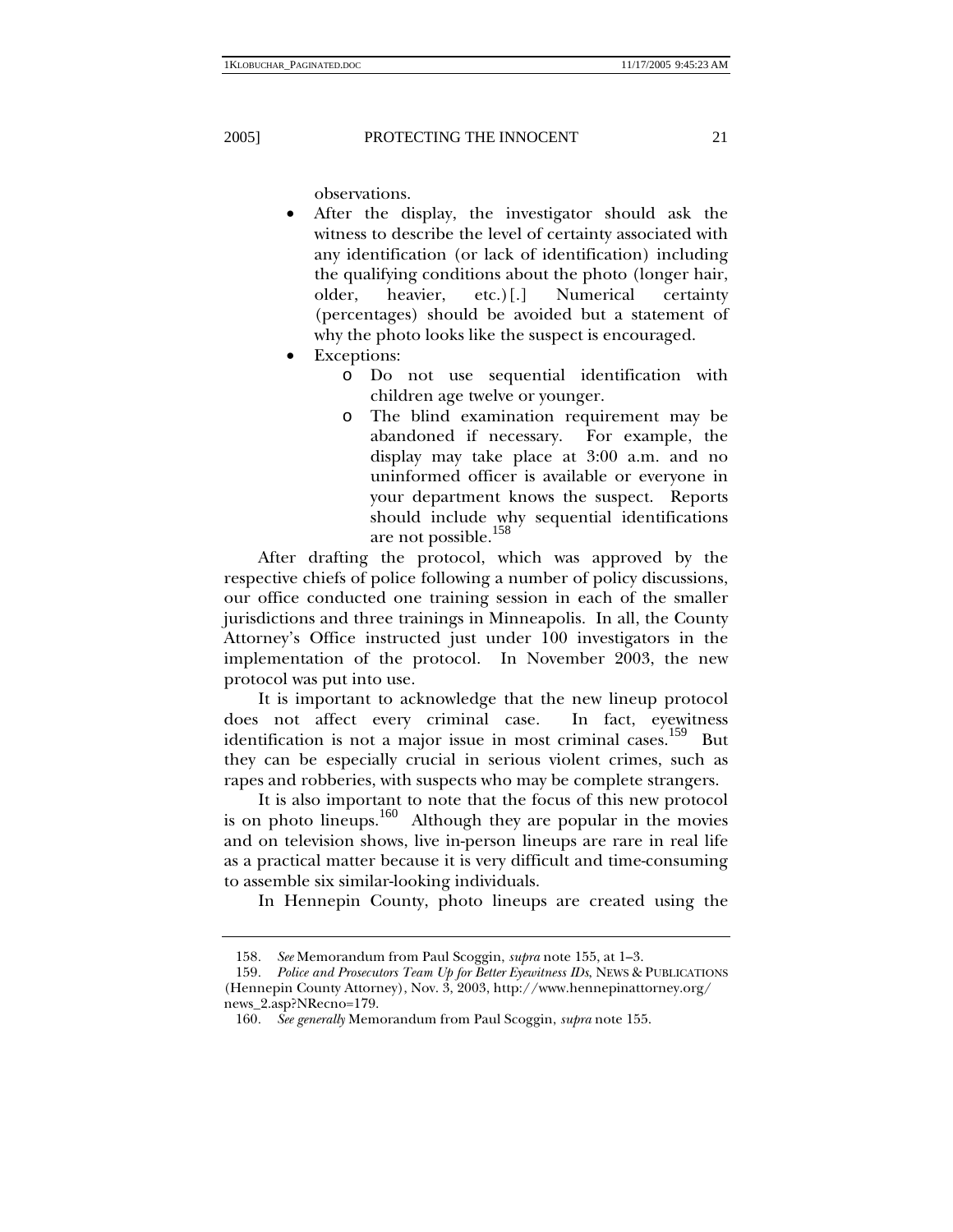observations.

- After the display, the investigator should ask the witness to describe the level of certainty associated with any identification (or lack of identification) including the qualifying conditions about the photo (longer hair, older, heavier, etc.)[.] Numerical certainty (percentages) should be avoided but a statement of why the photo looks like the suspect is encouraged.
- Exceptions:
  - Do not use sequential identification with children age twelve or younger.
  - The blind examination requirement may be abandoned if necessary. For example, the display may take place at 3:00 a.m. and no uninformed officer is available or everyone in your department knows the suspect. Reports should include why sequential identifications are not possible.[158]

After drafting the protocol, which was approved by the respective chiefs of police following a number of policy discussions, our office conducted one training session in each of the smaller jurisdictions and three trainings in Minneapolis. In all, the County Attorney's Office instructed just under 100 investigators in the implementation of the protocol. In November 2003, the new protocol was put into use.

It is important to acknowledge that the new lineup protocol does not affect every criminal case. In fact, eyewitness identification is not a major issue in most criminal cases.[159] But they can be especially crucial in serious violent crimes, such as rapes and robberies, with suspects who may be complete strangers.

It is also important to note that the focus of this new protocol is on photo lineups.[160] Although they are popular in the movies and on television shows, live in-person lineups are rare in real life as a practical matter because it is very difficult and time-consuming to assemble six similar-looking individuals.

In Hennepin County, photo lineups are created using the

---

158. *See* Memorandum from Paul Scoggin, *supra* note 155, at 1–3.

159. *Police and Prosecutors Team Up for Better Eyewitness IDs*, NEWS & PUBLICATIONS (Hennepin County Attorney), Nov. 3, 2003, http://www.hennepinattorney.org/news_2.asp?NRecno=179.

160. *See generally* Memorandum from Paul Scoggin, *supra* note 155.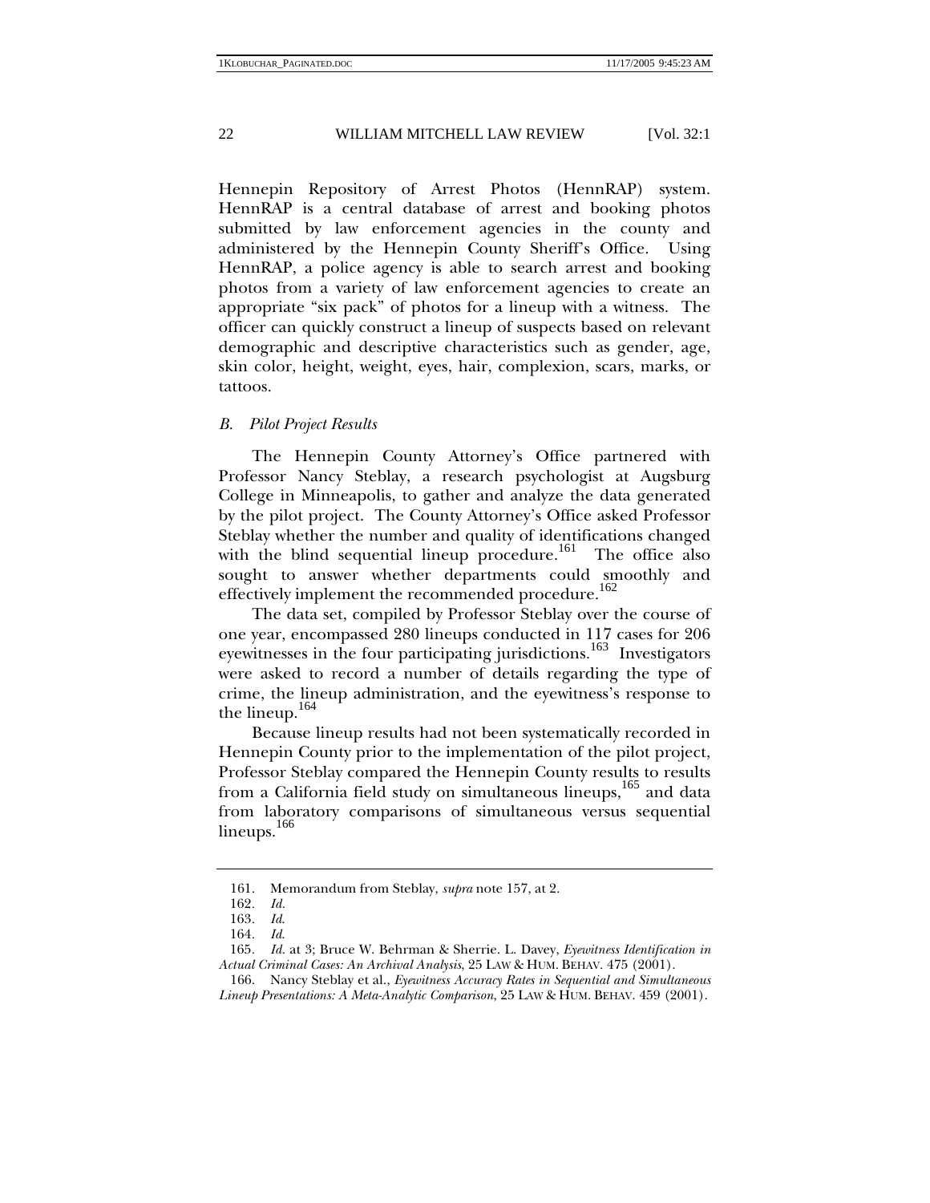Hennepin Repository of Arrest Photos (HennRAP) system. HennRAP is a central database of arrest and booking photos submitted by law enforcement agencies in the county and administered by the Hennepin County Sheriff's Office. Using HennRAP, a police agency is able to search arrest and booking photos from a variety of law enforcement agencies to create an appropriate "six pack" of photos for a lineup with a witness. The officer can quickly construct a lineup of suspects based on relevant demographic and descriptive characteristics such as gender, age, skin color, height, weight, eyes, hair, complexion, scars, marks, or tattoos.

### *B. Pilot Project Results*

The Hennepin County Attorney's Office partnered with Professor Nancy Steblay, a research psychologist at Augsburg College in Minneapolis, to gather and analyze the data generated by the pilot project. The County Attorney's Office asked Professor Steblay whether the number and quality of identifications changed with the blind sequential lineup procedure.[161] The office also sought to answer whether departments could smoothly and effectively implement the recommended procedure.[162]

The data set, compiled by Professor Steblay over the course of one year, encompassed 280 lineups conducted in 117 cases for 206 eyewitnesses in the four participating jurisdictions.[163] Investigators were asked to record a number of details regarding the type of crime, the lineup administration, and the eyewitness's response to the lineup.[164]

Because lineup results had not been systematically recorded in Hennepin County prior to the implementation of the pilot project, Professor Steblay compared the Hennepin County results to results from a California field study on simultaneous lineups,[165] and data from laboratory comparisons of simultaneous versus sequential lineups.[166]

---

161. Memorandum from Steblay, *supra* note 157, at 2.

162. *Id.*

163. *Id.*

164. *Id.*

165. *Id.* at 3; Bruce W. Behrman & Sherrie. L. Davey, *Eyewitness Identification in Actual Criminal Cases: An Archival Analysis*, 25 LAW & HUM. BEHAV. 475 (2001).

166. Nancy Steblay et al., *Eyewitness Accuracy Rates in Sequential and Simultaneous Lineup Presentations: A Meta-Analytic Comparison*, 25 LAW & HUM. BEHAV. 459 (2001).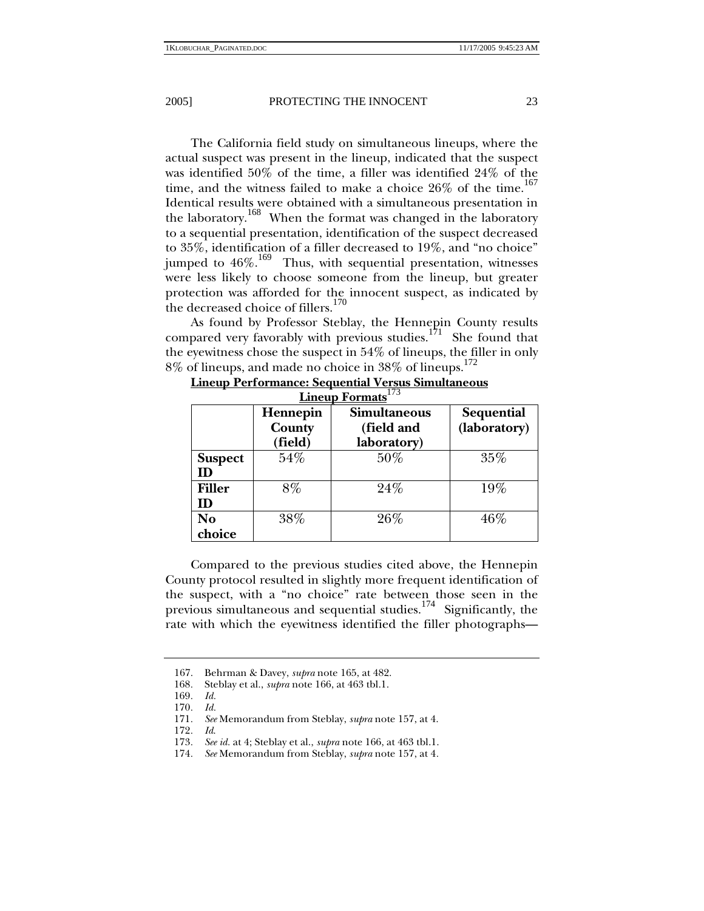The California field study on simultaneous lineups, where the actual suspect was present in the lineup, indicated that the suspect was identified 50% of the time, a filler was identified 24% of the time, and the witness failed to make a choice 26% of the time.[167] Identical results were obtained with a simultaneous presentation in the laboratory.[168] When the format was changed in the laboratory to a sequential presentation, identification of the suspect decreased to 35%, identification of a filler decreased to 19%, and "no choice" jumped to 46%.[169] Thus, with sequential presentation, witnesses were less likely to choose someone from the lineup, but greater protection was afforded for the innocent suspect, as indicated by the decreased choice of fillers.[170]

As found by Professor Steblay, the Hennepin County results compared very favorably with previous studies.[171] She found that the eyewitness chose the suspect in 54% of lineups, the filler in only 8% of lineups, and made no choice in 38% of lineups.[172]

**Lineup Performance: Sequential Versus Simultaneous Lineup Formats**[173]

| | **Hennepin County (field)** | **Simultaneous (field and laboratory)** | **Sequential (laboratory)** |
|---|---|---|---|
| **Suspect ID** | 54% | 50% | 35% |
| **Filler ID** | 8% | 24% | 19% |
| **No choice** | 38% | 26% | 46% |

Compared to the previous studies cited above, the Hennepin County protocol resulted in slightly more frequent identification of the suspect, with a "no choice" rate between those seen in the previous simultaneous and sequential studies.[174] Significantly, the rate with which the eyewitness identified the filler photographs—

---

167. Behrman & Davey, *supra* note 165, at 482.
168. Steblay et al., *supra* note 166, at 463 tbl.1.
169. *Id.*
170. *Id.*
171. *See* Memorandum from Steblay, *supra* note 157, at 4.
172. *Id.*
173. *See id.* at 4; Steblay et al., *supra* note 166, at 463 tbl.1.
174. *See* Memorandum from Steblay, *supra* note 157, at 4.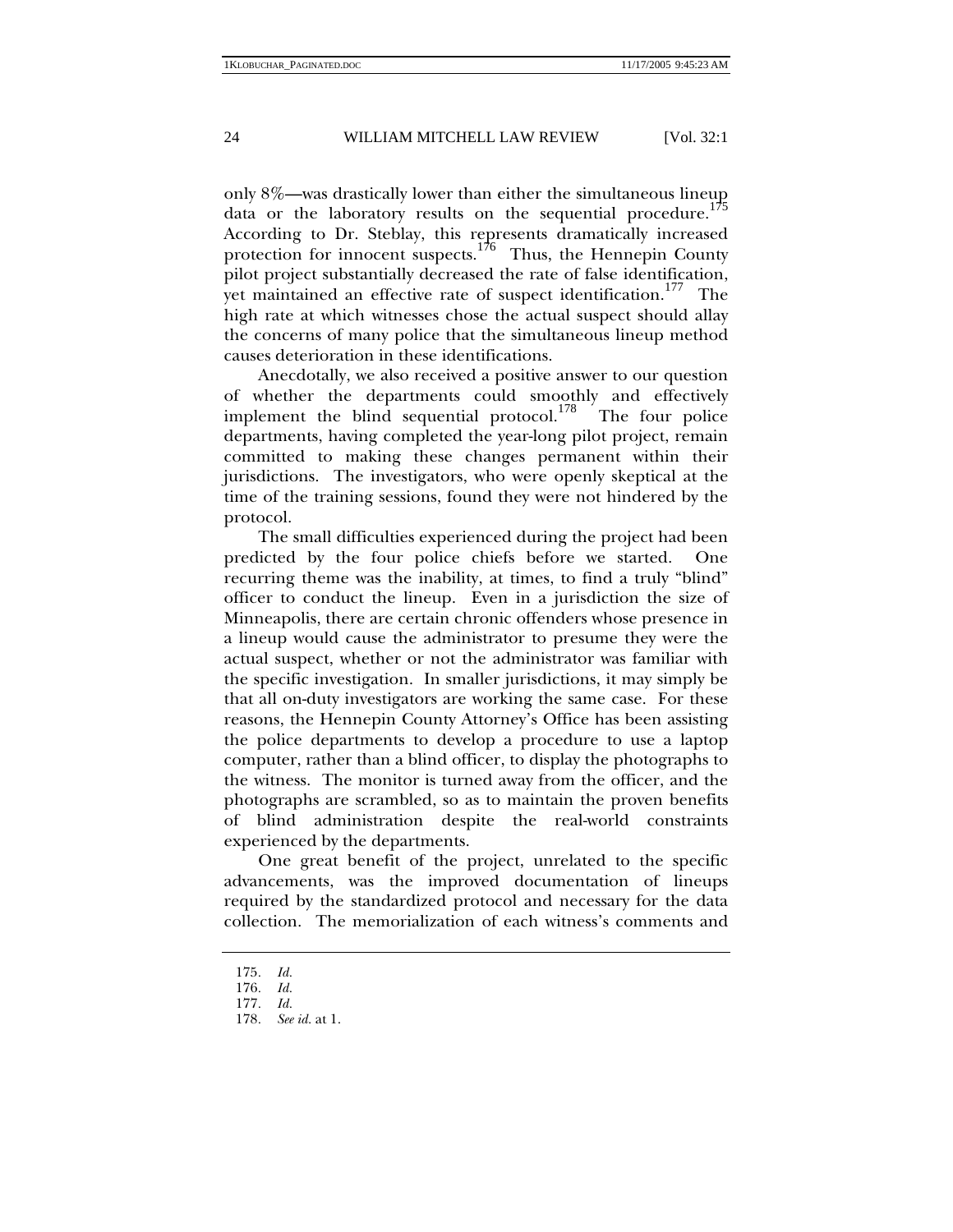only 8%—was drastically lower than either the simultaneous lineup data or the laboratory results on the sequential procedure.[175] According to Dr. Steblay, this represents dramatically increased protection for innocent suspects.[176] Thus, the Hennepin County pilot project substantially decreased the rate of false identification, yet maintained an effective rate of suspect identification.[177] The high rate at which witnesses chose the actual suspect should allay the concerns of many police that the simultaneous lineup method causes deterioration in these identifications.

Anecdotally, we also received a positive answer to our question of whether the departments could smoothly and effectively implement the blind sequential protocol.[178] The four police departments, having completed the year-long pilot project, remain committed to making these changes permanent within their jurisdictions. The investigators, who were openly skeptical at the time of the training sessions, found they were not hindered by the protocol.

The small difficulties experienced during the project had been predicted by the four police chiefs before we started. One recurring theme was the inability, at times, to find a truly "blind" officer to conduct the lineup. Even in a jurisdiction the size of Minneapolis, there are certain chronic offenders whose presence in a lineup would cause the administrator to presume they were the actual suspect, whether or not the administrator was familiar with the specific investigation. In smaller jurisdictions, it may simply be that all on-duty investigators are working the same case. For these reasons, the Hennepin County Attorney's Office has been assisting the police departments to develop a procedure to use a laptop computer, rather than a blind officer, to display the photographs to the witness. The monitor is turned away from the officer, and the photographs are scrambled, so as to maintain the proven benefits of blind administration despite the real-world constraints experienced by the departments.

One great benefit of the project, unrelated to the specific advancements, was the improved documentation of lineups required by the standardized protocol and necessary for the data collection. The memorialization of each witness's comments and

---

175. *Id.*
176. *Id.*
177. *Id.*
178. *See id.* at 1.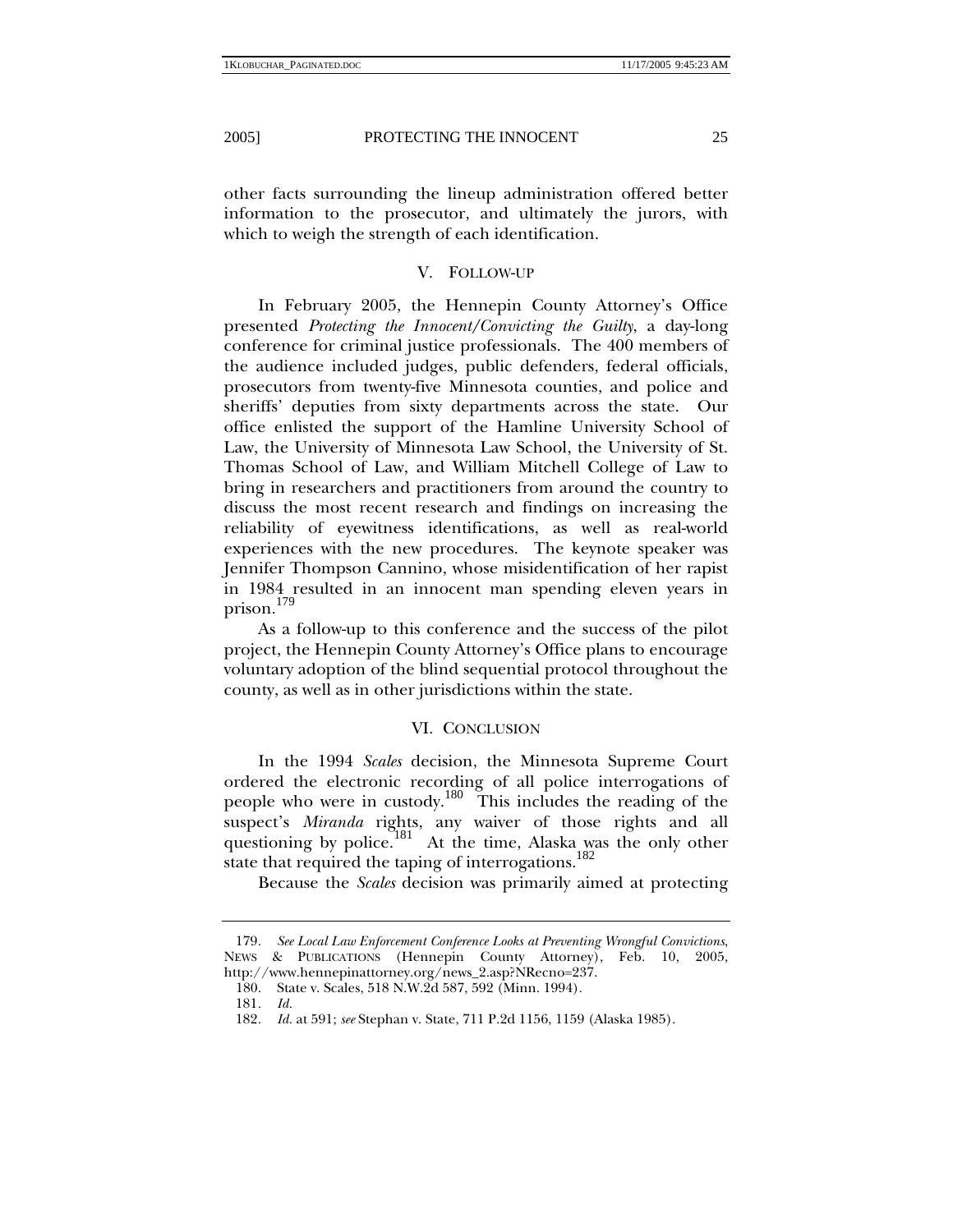other facts surrounding the lineup administration offered better information to the prosecutor, and ultimately the jurors, with which to weigh the strength of each identification.

## V. FOLLOW-UP

In February 2005, the Hennepin County Attorney's Office presented *Protecting the Innocent/Convicting the Guilty*, a day-long conference for criminal justice professionals. The 400 members of the audience included judges, public defenders, federal officials, prosecutors from twenty-five Minnesota counties, and police and sheriffs' deputies from sixty departments across the state. Our office enlisted the support of the Hamline University School of Law, the University of Minnesota Law School, the University of St. Thomas School of Law, and William Mitchell College of Law to bring in researchers and practitioners from around the country to discuss the most recent research and findings on increasing the reliability of eyewitness identifications, as well as real-world experiences with the new procedures. The keynote speaker was Jennifer Thompson Cannino, whose misidentification of her rapist in 1984 resulted in an innocent man spending eleven years in prison.[179]

As a follow-up to this conference and the success of the pilot project, the Hennepin County Attorney's Office plans to encourage voluntary adoption of the blind sequential protocol throughout the county, as well as in other jurisdictions within the state.

## VI. CONCLUSION

In the 1994 *Scales* decision, the Minnesota Supreme Court ordered the electronic recording of all police interrogations of people who were in custody.[180] This includes the reading of the suspect's *Miranda* rights, any waiver of those rights and all questioning by police.[181] At the time, Alaska was the only other state that required the taping of interrogations.[182]

Because the *Scales* decision was primarily aimed at protecting

---

179. *See Local Law Enforcement Conference Looks at Preventing Wrongful Convictions*, NEWS & PUBLICATIONS (Hennepin County Attorney), Feb. 10, 2005, http://www.hennepinattorney.org/news_2.asp?NRecno=237.

180. State v. Scales, 518 N.W.2d 587, 592 (Minn. 1994).

181. *Id.*

182. *Id.* at 591; *see* Stephan v. State, 711 P.2d 1156, 1159 (Alaska 1985).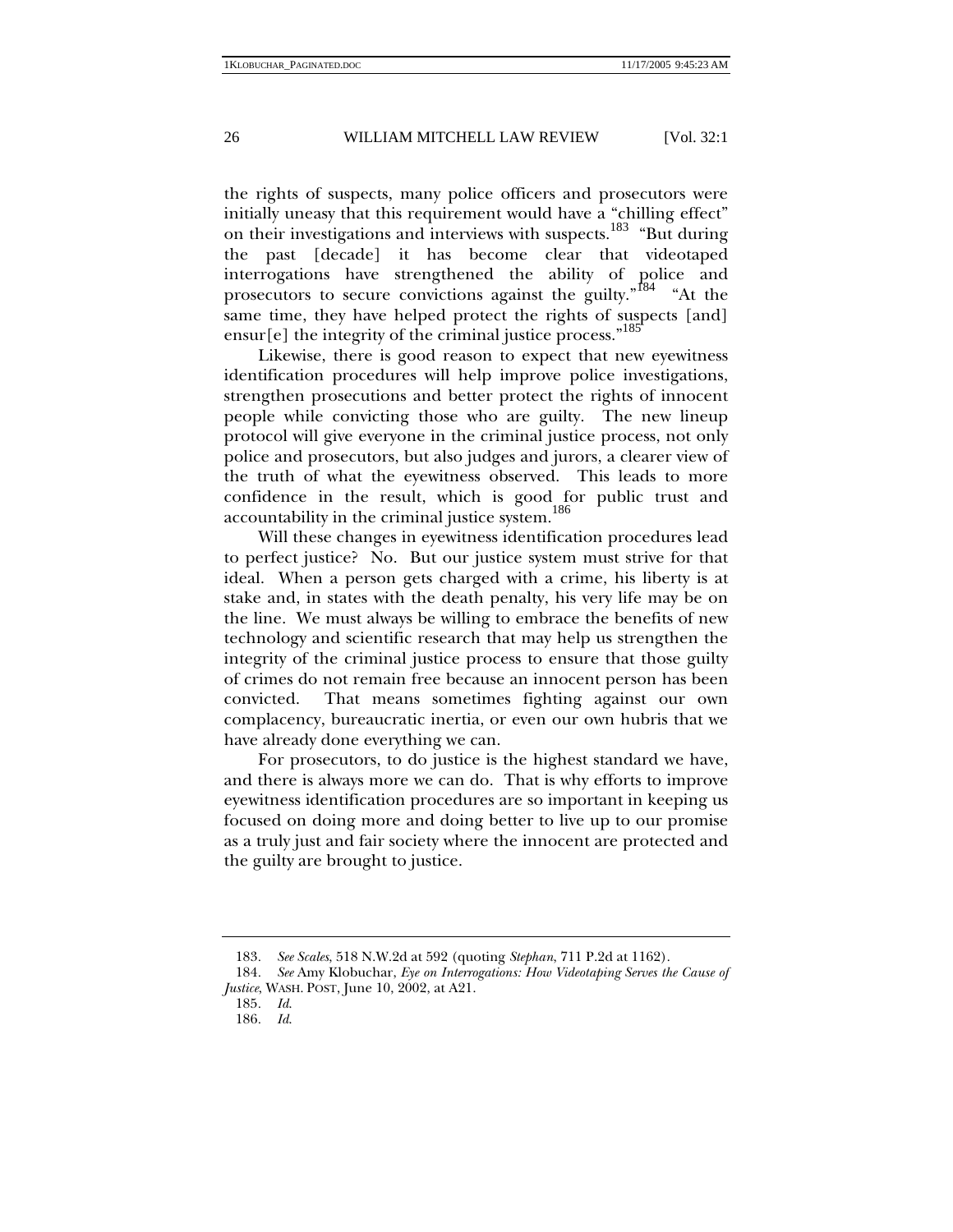the rights of suspects, many police officers and prosecutors were initially uneasy that this requirement would have a "chilling effect" on their investigations and interviews with suspects.[183] "But during the past [decade] it has become clear that videotaped interrogations have strengthened the ability of police and prosecutors to secure convictions against the guilty."[184] "At the same time, they have helped protect the rights of suspects [and] ensur[e] the integrity of the criminal justice process."[185]

Likewise, there is good reason to expect that new eyewitness identification procedures will help improve police investigations, strengthen prosecutions and better protect the rights of innocent people while convicting those who are guilty. The new lineup protocol will give everyone in the criminal justice process, not only police and prosecutors, but also judges and jurors, a clearer view of the truth of what the eyewitness observed. This leads to more confidence in the result, which is good for public trust and accountability in the criminal justice system.[186]

Will these changes in eyewitness identification procedures lead to perfect justice? No. But our justice system must strive for that ideal. When a person gets charged with a crime, his liberty is at stake and, in states with the death penalty, his very life may be on the line. We must always be willing to embrace the benefits of new technology and scientific research that may help us strengthen the integrity of the criminal justice process to ensure that those guilty of crimes do not remain free because an innocent person has been convicted. That means sometimes fighting against our own complacency, bureaucratic inertia, or even our own hubris that we have already done everything we can.

For prosecutors, to do justice is the highest standard we have, and there is always more we can do. That is why efforts to improve eyewitness identification procedures are so important in keeping us focused on doing more and doing better to live up to our promise as a truly just and fair society where the innocent are protected and the guilty are brought to justice.

---

183. *See Scales*, 518 N.W.2d at 592 (quoting *Stephan*, 711 P.2d at 1162).

184. *See* Amy Klobuchar, *Eye on Interrogations: How Videotaping Serves the Cause of Justice*, WASH. POST, June 10, 2002, at A21.

185. *Id.*

186. *Id.*